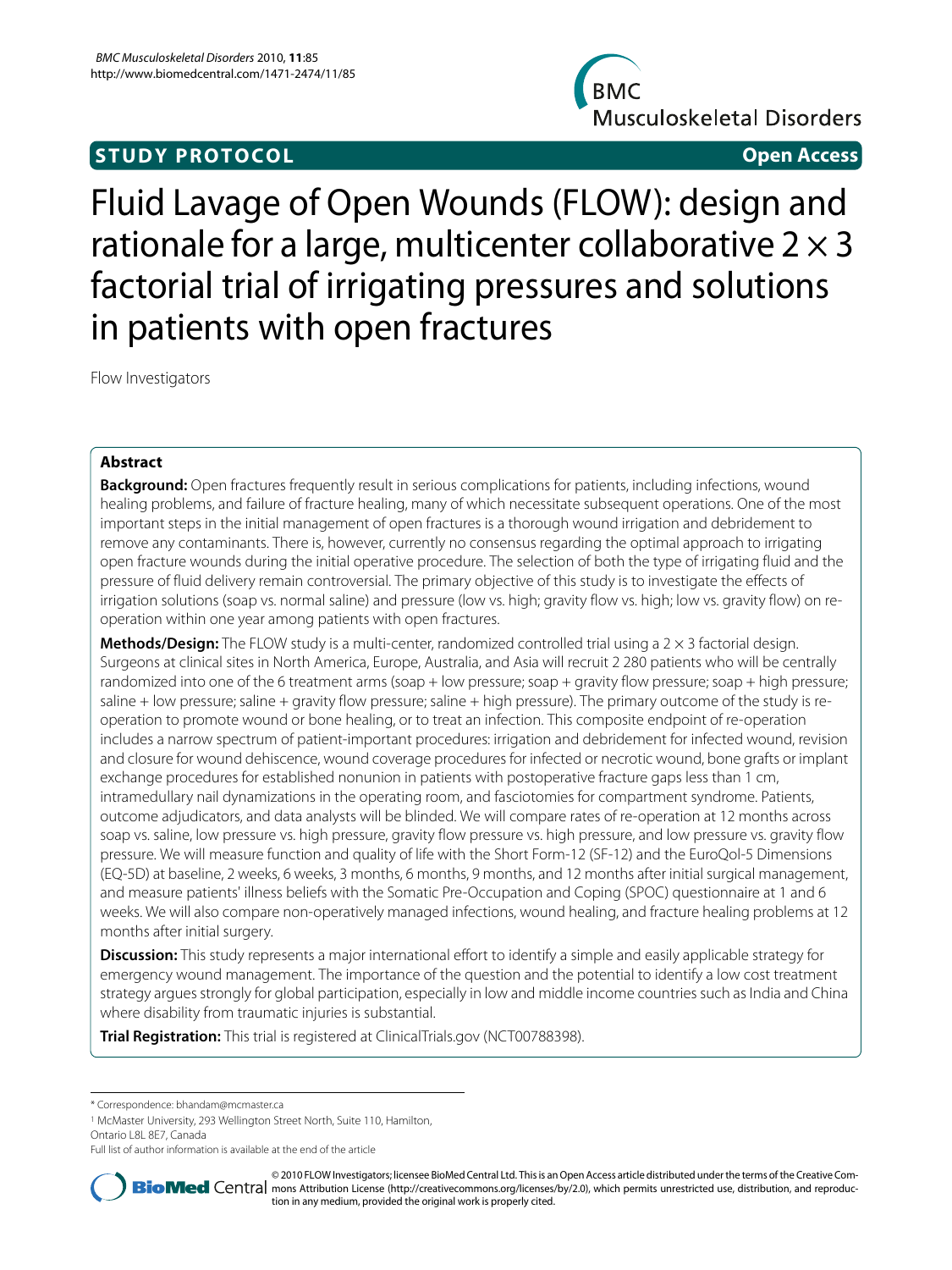**STUDY PROTOCOL** **Open Access**

# Fluid Lavage of Open Wounds (FLOW): design and rationale for a large, multicenter collaborative 2 × 3 factorial trial of irrigating pressures and solutions in patients with open fractures

Flow Investigators

## Abstract

**Background:** Open fractures frequently result in serious complications for patients, including infections, wound healing problems, and failure of fracture healing, many of which necessitate subsequent operations. One of the most important steps in the initial management of open fractures is a thorough wound irrigation and debridement to remove any contaminants. There is, however, currently no consensus regarding the optimal approach to irrigating open fracture wounds during the initial operative procedure. The selection of both the type of irrigating fluid and the pressure of fluid delivery remain controversial. The primary objective of this study is to investigate the effects of irrigation solutions (soap vs. normal saline) and pressure (low vs. high; gravity flow vs. high; low vs. gravity flow) on re-operation within one year among patients with open fractures.

**Methods/Design:** The FLOW study is a multi-center, randomized controlled trial using a 2 × 3 factorial design. Surgeons at clinical sites in North America, Europe, Australia, and Asia will recruit 2 280 patients who will be centrally randomized into one of the 6 treatment arms (soap + low pressure; soap + gravity flow pressure; soap + high pressure; saline + low pressure; saline + gravity flow pressure; saline + high pressure). The primary outcome of the study is re-operation to promote wound or bone healing, or to treat an infection. This composite endpoint of re-operation includes a narrow spectrum of patient-important procedures: irrigation and debridement for infected wound, revision and closure for wound dehiscence, wound coverage procedures for infected or necrotic wound, bone grafts or implant exchange procedures for established nonunion in patients with postoperative fracture gaps less than 1 cm, intramedullary nail dynamizations in the operating room, and fasciotomies for compartment syndrome. Patients, outcome adjudicators, and data analysts will be blinded. We will compare rates of re-operation at 12 months across soap vs. saline, low pressure vs. high pressure, gravity flow pressure vs. high pressure, and low pressure vs. gravity flow pressure. We will measure function and quality of life with the Short Form-12 (SF-12) and the EuroQol-5 Dimensions (EQ-5D) at baseline, 2 weeks, 6 weeks, 3 months, 6 months, 9 months, and 12 months after initial surgical management, and measure patients' illness beliefs with the Somatic Pre-Occupation and Coping (SPOC) questionnaire at 1 and 6 weeks. We will also compare non-operatively managed infections, wound healing, and fracture healing problems at 12 months after initial surgery.

**Discussion:** This study represents a major international effort to identify a simple and easily applicable strategy for emergency wound management. The importance of the question and the potential to identify a low cost treatment strategy argues strongly for global participation, especially in low and middle income countries such as India and China where disability from traumatic injuries is substantial.

**Trial Registration:** This trial is registered at ClinicalTrials.gov (NCT00788398).

\* Correspondence: bhandam@mcmaster.ca

[1] McMaster University, 293 Wellington Street North, Suite 110, Hamilton, Ontario L8L 8E7, Canada

Full list of author information is available at the end of the article

© 2010 FLOW Investigators; licensee BioMed Central Ltd. This is an Open Access article distributed under the terms of the Creative Commons Attribution License (http://creativecommons.org/licenses/by/2.0), which permits unrestricted use, distribution, and reproduction in any medium, provided the original work is properly cited.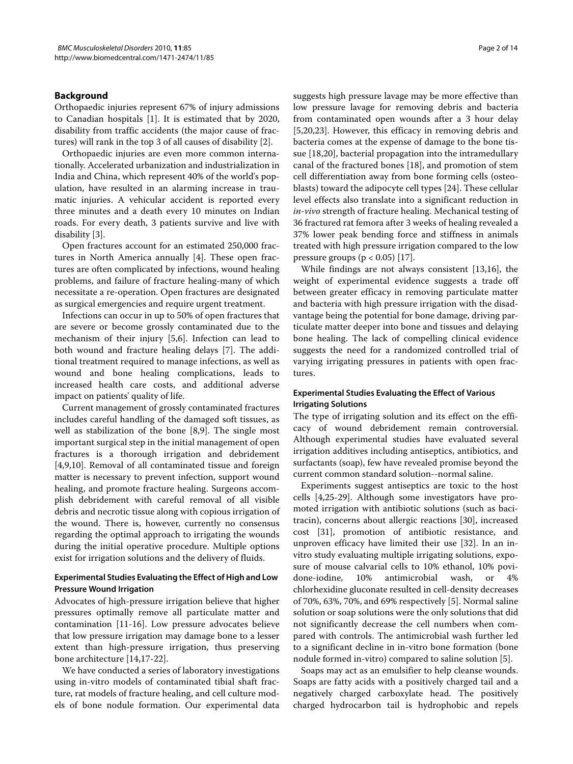## Background

Orthopaedic injuries represent 67% of injury admissions to Canadian hospitals [1]. It is estimated that by 2020, disability from traffic accidents (the major cause of fractures) will rank in the top 3 of all causes of disability [2].

Orthopaedic injuries are even more common internationally. Accelerated urbanization and industrialization in India and China, which represent 40% of the world's population, have resulted in an alarming increase in traumatic injuries. A vehicular accident is reported every three minutes and a death every 10 minutes on Indian roads. For every death, 3 patients survive and live with disability [3].

Open fractures account for an estimated 250,000 fractures in North America annually [4]. These open fractures are often complicated by infections, wound healing problems, and failure of fracture healing-many of which necessitate a re-operation. Open fractures are designated as surgical emergencies and require urgent treatment.

Infections can occur in up to 50% of open fractures that are severe or become grossly contaminated due to the mechanism of their injury [5,6]. Infection can lead to both wound and fracture healing delays [7]. The additional treatment required to manage infections, as well as wound and bone healing complications, leads to increased health care costs, and additional adverse impact on patients' quality of life.

Current management of grossly contaminated fractures includes careful handling of the damaged soft tissues, as well as stabilization of the bone [8,9]. The single most important surgical step in the initial management of open fractures is a thorough irrigation and debridement [4,9,10]. Removal of all contaminated tissue and foreign matter is necessary to prevent infection, support wound healing, and promote fracture healing. Surgeons accomplish debridement with careful removal of all visible debris and necrotic tissue along with copious irrigation of the wound. There is, however, currently no consensus regarding the optimal approach to irrigating the wounds during the initial operative procedure. Multiple options exist for irrigation solutions and the delivery of fluids.

### Experimental Studies Evaluating the Effect of High and Low Pressure Wound Irrigation

Advocates of high-pressure irrigation believe that higher pressures optimally remove all particulate matter and contamination [11-16]. Low pressure advocates believe that low pressure irrigation may damage bone to a lesser extent than high-pressure irrigation, thus preserving bone architecture [14,17-22].

We have conducted a series of laboratory investigations using in-vitro models of contaminated tibial shaft fracture, rat models of fracture healing, and cell culture models of bone nodule formation. Our experimental data suggests high pressure lavage may be more effective than low pressure lavage for removing debris and bacteria from contaminated open wounds after a 3 hour delay [5,20,23]. However, this efficacy in removing debris and bacteria comes at the expense of damage to the bone tissue [18,20], bacterial propagation into the intramedullary canal of the fractured bones [18], and promotion of stem cell differentiation away from bone forming cells (osteoblasts) toward the adipocyte cell types [24]. These cellular level effects also translate into a significant reduction in *in-vivo* strength of fracture healing. Mechanical testing of 36 fractured rat femora after 3 weeks of healing revealed a 37% lower peak bending force and stiffness in animals treated with high pressure irrigation compared to the low pressure groups ($p < 0.05$) [17].

While findings are not always consistent [13,16], the weight of experimental evidence suggests a trade off between greater efficacy in removing particulate matter and bacteria with high pressure irrigation with the disadvantage being the potential for bone damage, driving particulate matter deeper into bone and tissues and delaying bone healing. The lack of compelling clinical evidence suggests the need for a randomized controlled trial of varying irrigating pressures in patients with open fractures.

### Experimental Studies Evaluating the Effect of Various Irrigating Solutions

The type of irrigating solution and its effect on the efficacy of wound debridement remain controversial. Although experimental studies have evaluated several irrigation additives including antiseptics, antibiotics, and surfactants (soap), few have revealed promise beyond the current common standard solution--normal saline.

Experiments suggest antiseptics are toxic to the host cells [4,25-29]. Although some investigators have promoted irrigation with antibiotic solutions (such as bacitracin), concerns about allergic reactions [30], increased cost [31], promotion of antibiotic resistance, and unproven efficacy have limited their use [32]. In an in-vitro study evaluating multiple irrigating solutions, exposure of mouse calvarial cells to 10% ethanol, 10% povidone-iodine, 10% antimicrobial wash, or 4% chlorhexidine gluconate resulted in cell-density decreases of 70%, 63%, 70%, and 69% respectively [5]. Normal saline solution or soap solutions were the only solutions that did not significantly decrease the cell numbers when compared with controls. The antimicrobial wash further led to a significant decline in in-vitro bone formation (bone nodule formed in-vitro) compared to saline solution [5].

Soaps may act as an emulsifier to help cleanse wounds. Soaps are fatty acids with a positively charged tail and a negatively charged carboxylate head. The positively charged hydrocarbon tail is hydrophobic and repels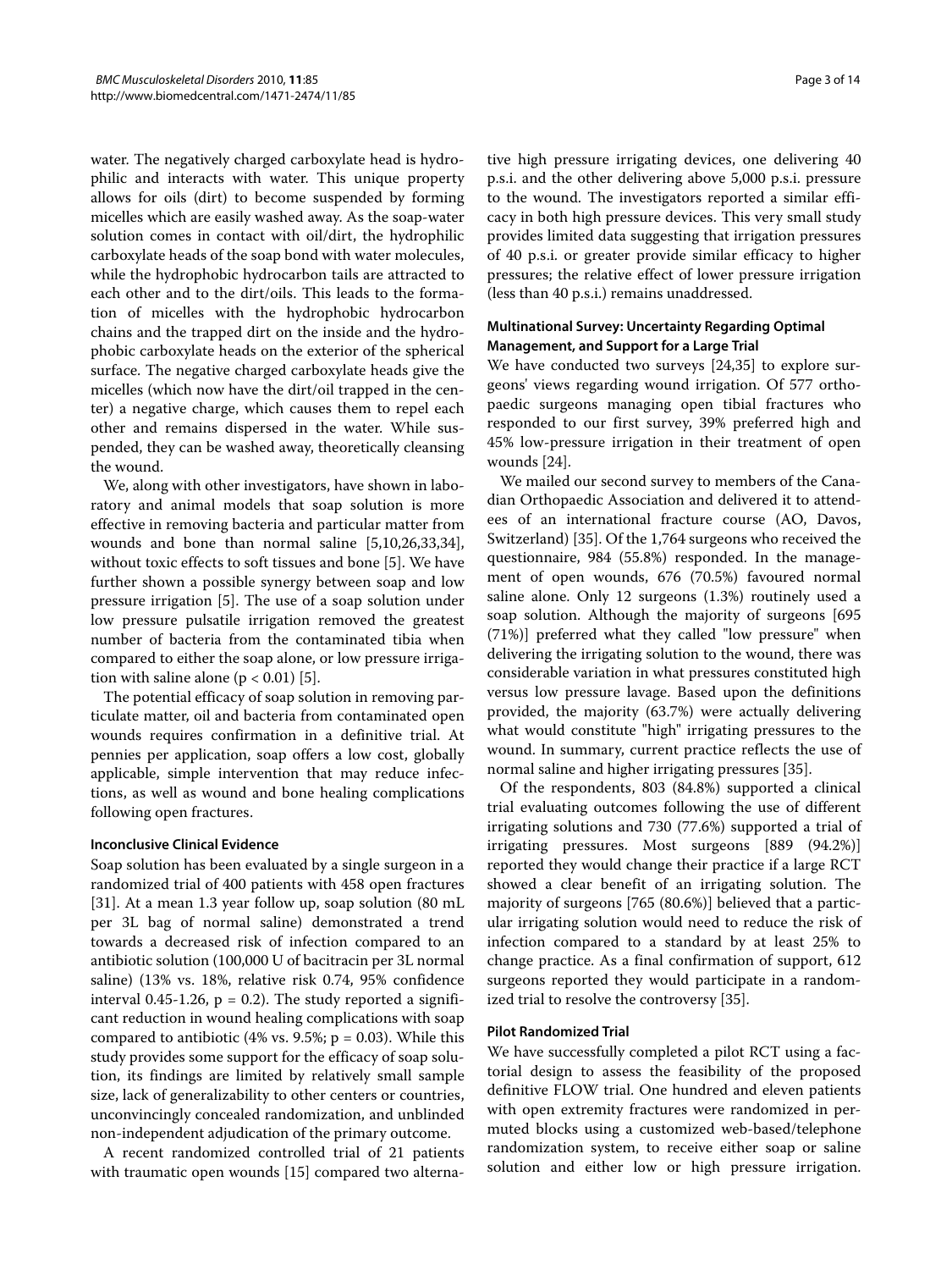water. The negatively charged carboxylate head is hydrophilic and interacts with water. This unique property allows for oils (dirt) to become suspended by forming micelles which are easily washed away. As the soap-water solution comes in contact with oil/dirt, the hydrophilic carboxylate heads of the soap bond with water molecules, while the hydrophobic hydrocarbon tails are attracted to each other and to the dirt/oils. This leads to the formation of micelles with the hydrophobic hydrocarbon chains and the trapped dirt on the inside and the hydrophobic carboxylate heads on the exterior of the spherical surface. The negative charged carboxylate heads give the micelles (which now have the dirt/oil trapped in the center) a negative charge, which causes them to repel each other and remains dispersed in the water. While suspended, they can be washed away, theoretically cleansing the wound.

We, along with other investigators, have shown in laboratory and animal models that soap solution is more effective in removing bacteria and particular matter from wounds and bone than normal saline [5,10,26,33,34], without toxic effects to soft tissues and bone [5]. We have further shown a possible synergy between soap and low pressure irrigation [5]. The use of a soap solution under low pressure pulsatile irrigation removed the greatest number of bacteria from the contaminated tibia when compared to either the soap alone, or low pressure irrigation with saline alone ($p < 0.01$) [5].

The potential efficacy of soap solution in removing particulate matter, oil and bacteria from contaminated open wounds requires confirmation in a definitive trial. At pennies per application, soap offers a low cost, globally applicable, simple intervention that may reduce infections, as well as wound and bone healing complications following open fractures.

### Inconclusive Clinical Evidence

Soap solution has been evaluated by a single surgeon in a randomized trial of 400 patients with 458 open fractures [31]. At a mean 1.3 year follow up, soap solution (80 mL per 3L bag of normal saline) demonstrated a trend towards a decreased risk of infection compared to an antibiotic solution (100,000 U of bacitracin per 3L normal saline) (13% vs. 18%, relative risk 0.74, 95% confidence interval 0.45-1.26, $p = 0.2$). The study reported a significant reduction in wound healing complications with soap compared to antibiotic (4% vs. 9.5%; $p = 0.03$). While this study provides some support for the efficacy of soap solution, its findings are limited by relatively small sample size, lack of generalizability to other centers or countries, unconvincingly concealed randomization, and unblinded non-independent adjudication of the primary outcome.

A recent randomized controlled trial of 21 patients with traumatic open wounds [15] compared two alternative high pressure irrigating devices, one delivering 40 p.s.i. and the other delivering above 5,000 p.s.i. pressure to the wound. The investigators reported a similar efficacy in both high pressure devices. This very small study provides limited data suggesting that irrigation pressures of 40 p.s.i. or greater provide similar efficacy to higher pressures; the relative effect of lower pressure irrigation (less than 40 p.s.i.) remains unaddressed.

### Multinational Survey: Uncertainty Regarding Optimal Management, and Support for a Large Trial

We have conducted two surveys [24,35] to explore surgeons' views regarding wound irrigation. Of 577 orthopaedic surgeons managing open tibial fractures who responded to our first survey, 39% preferred high and 45% low-pressure irrigation in their treatment of open wounds [24].

We mailed our second survey to members of the Canadian Orthopaedic Association and delivered it to attendees of an international fracture course (AO, Davos, Switzerland) [35]. Of the 1,764 surgeons who received the questionnaire, 984 (55.8%) responded. In the management of open wounds, 676 (70.5%) favoured normal saline alone. Only 12 surgeons (1.3%) routinely used a soap solution. Although the majority of surgeons [695 (71%)] preferred what they called "low pressure" when delivering the irrigating solution to the wound, there was considerable variation in what pressures constituted high versus low pressure lavage. Based upon the definitions provided, the majority (63.7%) were actually delivering what would constitute "high" irrigating pressures to the wound. In summary, current practice reflects the use of normal saline and higher irrigating pressures [35].

Of the respondents, 803 (84.8%) supported a clinical trial evaluating outcomes following the use of different irrigating solutions and 730 (77.6%) supported a trial of irrigating pressures. Most surgeons [889 (94.2%)] reported they would change their practice if a large RCT showed a clear benefit of an irrigating solution. The majority of surgeons [765 (80.6%)] believed that a particular irrigating solution would need to reduce the risk of infection compared to a standard by at least 25% to change practice. As a final confirmation of support, 612 surgeons reported they would participate in a randomized trial to resolve the controversy [35].

### Pilot Randomized Trial

We have successfully completed a pilot RCT using a factorial design to assess the feasibility of the proposed definitive FLOW trial. One hundred and eleven patients with open extremity fractures were randomized in permuted blocks using a customized web-based/telephone randomization system, to receive either soap or saline solution and either low or high pressure irrigation.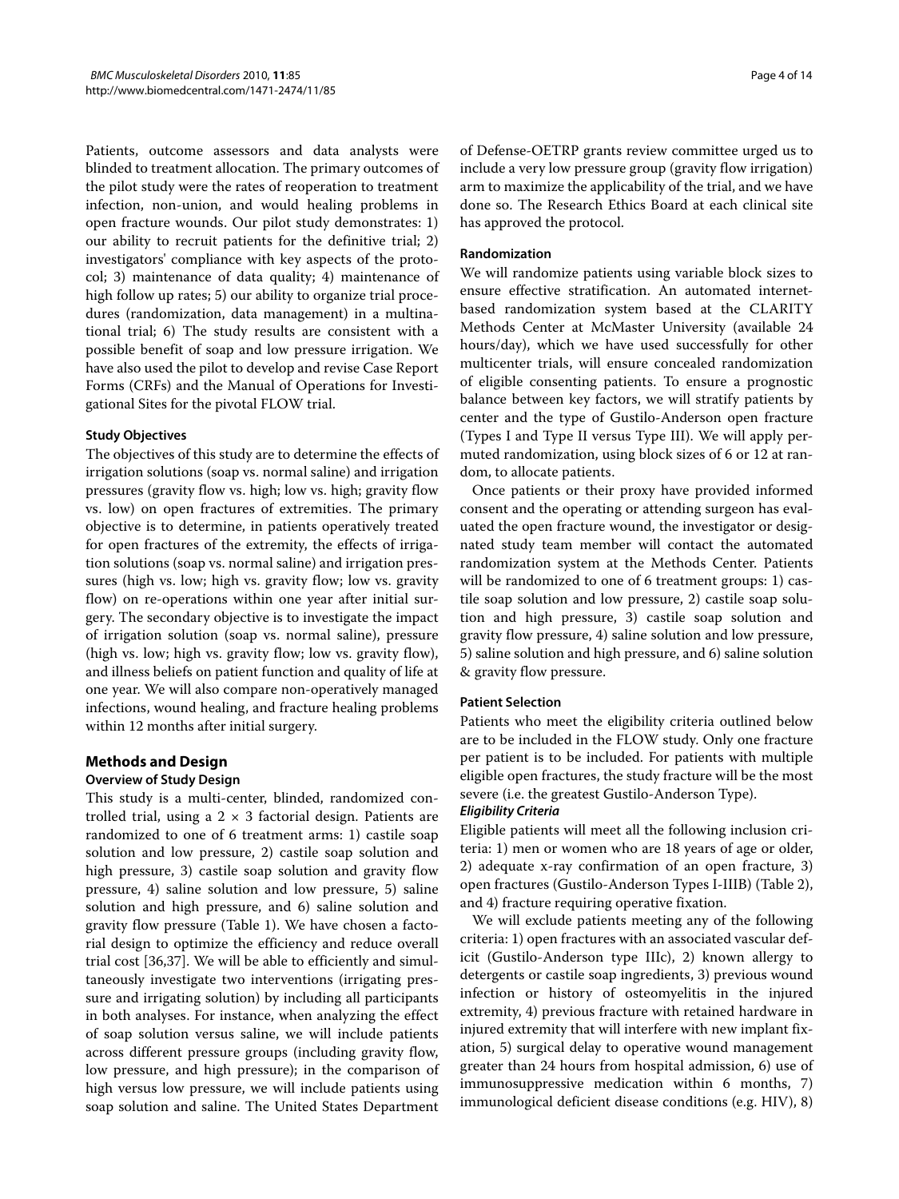Patients, outcome assessors and data analysts were blinded to treatment allocation. The primary outcomes of the pilot study were the rates of reoperation to treatment infection, non-union, and would healing problems in open fracture wounds. Our pilot study demonstrates: 1) our ability to recruit patients for the definitive trial; 2) investigators' compliance with key aspects of the protocol; 3) maintenance of data quality; 4) maintenance of high follow up rates; 5) our ability to organize trial procedures (randomization, data management) in a multinational trial; 6) The study results are consistent with a possible benefit of soap and low pressure irrigation. We have also used the pilot to develop and revise Case Report Forms (CRFs) and the Manual of Operations for Investigational Sites for the pivotal FLOW trial.

### Study Objectives

The objectives of this study are to determine the effects of irrigation solutions (soap vs. normal saline) and irrigation pressures (gravity flow vs. high; low vs. high; gravity flow vs. low) on open fractures of extremities. The primary objective is to determine, in patients operatively treated for open fractures of the extremity, the effects of irrigation solutions (soap vs. normal saline) and irrigation pressures (high vs. low; high vs. gravity flow; low vs. gravity flow) on re-operations within one year after initial surgery. The secondary objective is to investigate the impact of irrigation solution (soap vs. normal saline), pressure (high vs. low; high vs. gravity flow; low vs. gravity flow), and illness beliefs on patient function and quality of life at one year. We will also compare non-operatively managed infections, wound healing, and fracture healing problems within 12 months after initial surgery.

## Methods and Design

### Overview of Study Design

This study is a multi-center, blinded, randomized controlled trial, using a $2 \times 3$ factorial design. Patients are randomized to one of 6 treatment arms: 1) castile soap solution and low pressure, 2) castile soap solution and high pressure, 3) castile soap solution and gravity flow pressure, 4) saline solution and low pressure, 5) saline solution and high pressure, and 6) saline solution and gravity flow pressure (Table 1). We have chosen a factorial design to optimize the efficiency and reduce overall trial cost [36,37]. We will be able to efficiently and simultaneously investigate two interventions (irrigating pressure and irrigating solution) by including all participants in both analyses. For instance, when analyzing the effect of soap solution versus saline, we will include patients across different pressure groups (including gravity flow, low pressure, and high pressure); in the comparison of high versus low pressure, we will include patients using soap solution and saline. The United States Department of Defense-OETRP grants review committee urged us to include a very low pressure group (gravity flow irrigation) arm to maximize the applicability of the trial, and we have done so. The Research Ethics Board at each clinical site has approved the protocol.

### Randomization

We will randomize patients using variable block sizes to ensure effective stratification. An automated internet-based randomization system based at the CLARITY Methods Center at McMaster University (available 24 hours/day), which we have used successfully for other multicenter trials, will ensure concealed randomization of eligible consenting patients. To ensure a prognostic balance between key factors, we will stratify patients by center and the type of Gustilo-Anderson open fracture (Types I and Type II versus Type III). We will apply permuted randomization, using block sizes of 6 or 12 at random, to allocate patients.

Once patients or their proxy have provided informed consent and the operating or attending surgeon has evaluated the open fracture wound, the investigator or designated study team member will contact the automated randomization system at the Methods Center. Patients will be randomized to one of 6 treatment groups: 1) castile soap solution and low pressure, 2) castile soap solution and high pressure, 3) castile soap solution and gravity flow pressure, 4) saline solution and low pressure, 5) saline solution and high pressure, and 6) saline solution & gravity flow pressure.

### Patient Selection

Patients who meet the eligibility criteria outlined below are to be included in the FLOW study. Only one fracture per patient is to be included. For patients with multiple eligible open fractures, the study fracture will be the most severe (i.e. the greatest Gustilo-Anderson Type).

#### *Eligibility Criteria*

Eligible patients will meet all the following inclusion criteria: 1) men or women who are 18 years of age or older, 2) adequate x-ray confirmation of an open fracture, 3) open fractures (Gustilo-Anderson Types I-IIIB) (Table 2), and 4) fracture requiring operative fixation.

We will exclude patients meeting any of the following criteria: 1) open fractures with an associated vascular deficit (Gustilo-Anderson type IIIc), 2) known allergy to detergents or castile soap ingredients, 3) previous wound infection or history of osteomyelitis in the injured extremity, 4) previous fracture with retained hardware in injured extremity that will interfere with new implant fixation, 5) surgical delay to operative wound management greater than 24 hours from hospital admission, 6) use of immunosuppressive medication within 6 months, 7) immunological deficient disease conditions (e.g. HIV), 8)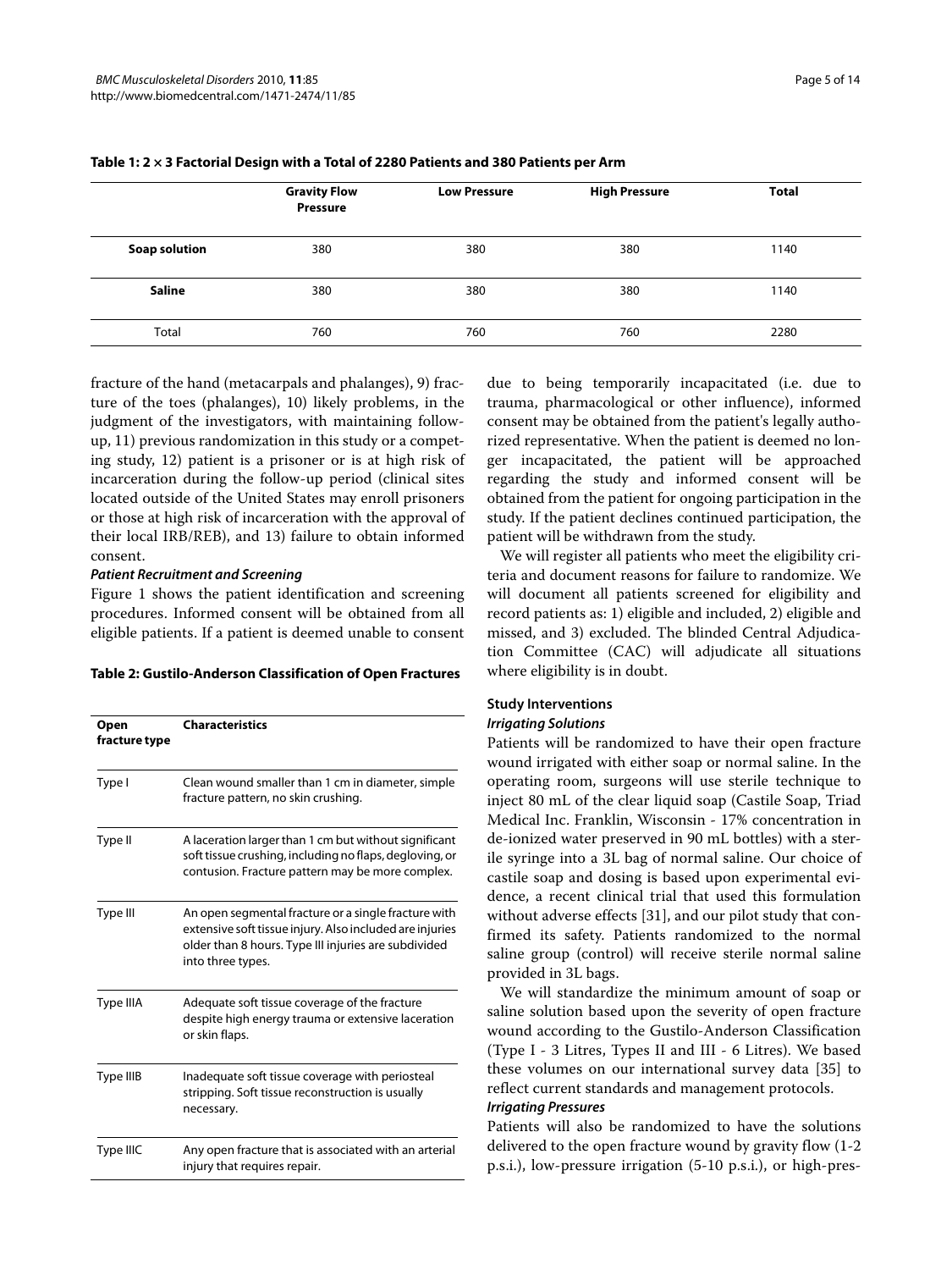**Table 1: 2 × 3 Factorial Design with a Total of 2280 Patients and 380 Patients per Arm**

| | Gravity Flow Pressure | Low Pressure | High Pressure | Total |
|---|---|---|---|---|
| **Soap solution** | 380 | 380 | 380 | 1140 |
| **Saline** | 380 | 380 | 380 | 1140 |
| Total | 760 | 760 | 760 | 2280 |

fracture of the hand (metacarpals and phalanges), 9) fracture of the toes (phalanges), 10) likely problems, in the judgment of the investigators, with maintaining follow-up, 11) previous randomization in this study or a competing study, 12) patient is a prisoner or is at high risk of incarceration during the follow-up period (clinical sites located outside of the United States may enroll prisoners or those at high risk of incarceration with the approval of their local IRB/REB), and 13) failure to obtain informed consent.

*Patient Recruitment and Screening*

Figure 1 shows the patient identification and screening procedures. Informed consent will be obtained from all eligible patients. If a patient is deemed unable to consent due to being temporarily incapacitated (i.e. due to trauma, pharmacological or other influence), informed consent may be obtained from the patient's legally authorized representative. When the patient is deemed no longer incapacitated, the patient will be approached regarding the study and informed consent will be obtained from the patient for ongoing participation in the study. If the patient declines continued participation, the patient will be withdrawn from the study.

We will register all patients who meet the eligibility criteria and document reasons for failure to randomize. We will document all patients screened for eligibility and record patients as: 1) eligible and included, 2) eligible and missed, and 3) excluded. The blinded Central Adjudication Committee (CAC) will adjudicate all situations where eligibility is in doubt.

**Table 2: Gustilo-Anderson Classification of Open Fractures**

| Open fracture type | Characteristics |
|---|---|
| Type I | Clean wound smaller than 1 cm in diameter, simple fracture pattern, no skin crushing. |
| Type II | A laceration larger than 1 cm but without significant soft tissue crushing, including no flaps, degloving, or contusion. Fracture pattern may be more complex. |
| Type III | An open segmental fracture or a single fracture with extensive soft tissue injury. Also included are injuries older than 8 hours. Type III injuries are subdivided into three types. |
| Type IIIA | Adequate soft tissue coverage of the fracture despite high energy trauma or extensive laceration or skin flaps. |
| Type IIIB | Inadequate soft tissue coverage with periosteal stripping. Soft tissue reconstruction is usually necessary. |
| Type IIIC | Any open fracture that is associated with an arterial injury that requires repair. |

### Study Interventions

*Irrigating Solutions*

Patients will be randomized to have their open fracture wound irrigated with either soap or normal saline. In the operating room, surgeons will use sterile technique to inject 80 mL of the clear liquid soap (Castile Soap, Triad Medical Inc. Franklin, Wisconsin - 17% concentration in de-ionized water preserved in 90 mL bottles) with a sterile syringe into a 3L bag of normal saline. Our choice of castile soap and dosing is based upon experimental evidence, a recent clinical trial that used this formulation without adverse effects [31], and our pilot study that confirmed its safety. Patients randomized to the normal saline group (control) will receive sterile normal saline provided in 3L bags.

We will standardize the minimum amount of soap or saline solution based upon the severity of open fracture wound according to the Gustilo-Anderson Classification (Type I - 3 Litres, Types II and III - 6 Litres). We based these volumes on our international survey data [35] to reflect current standards and management protocols.

*Irrigating Pressures*

Patients will also be randomized to have the solutions delivered to the open fracture wound by gravity flow (1-2 p.s.i.), low-pressure irrigation (5-10 p.s.i.), or high-pres-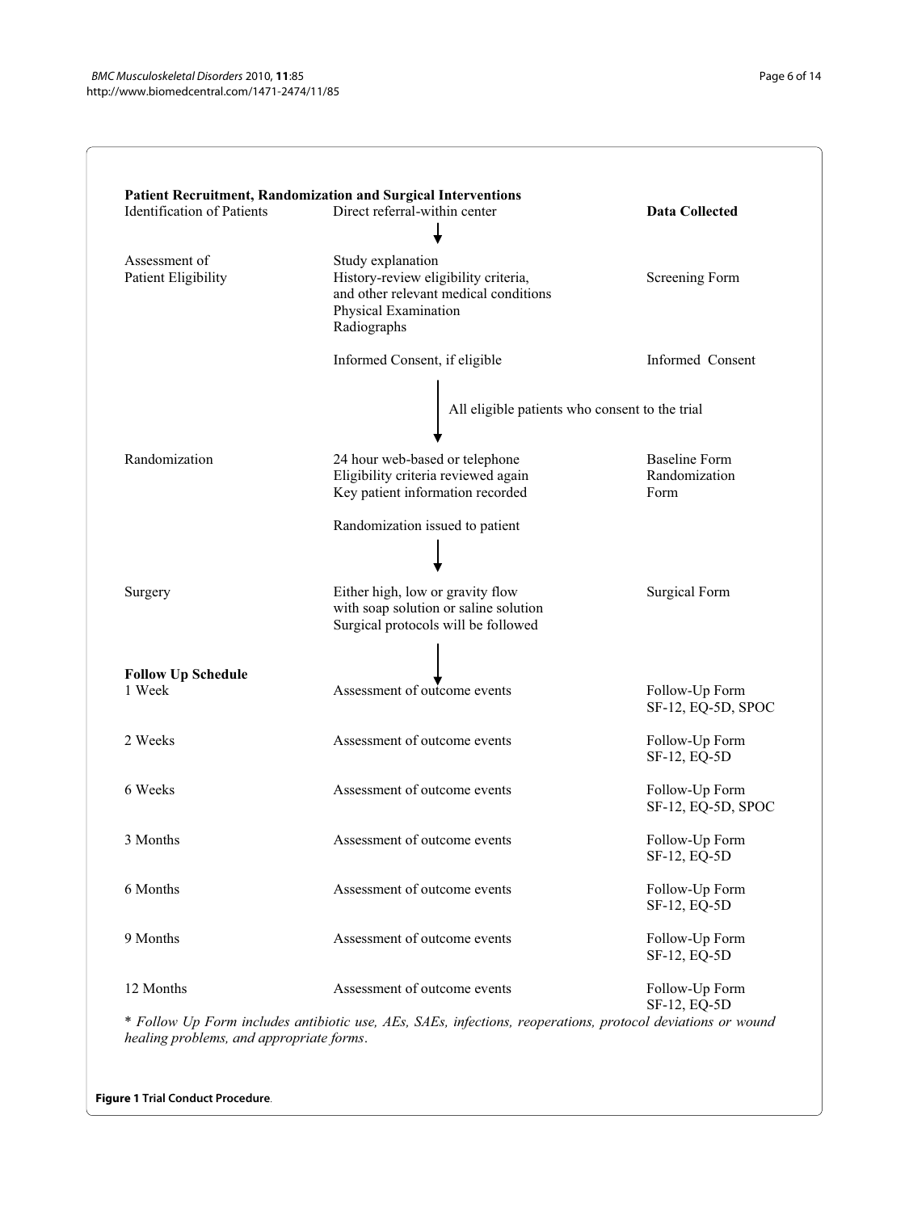**Patient Recruitment, Randomization and Surgical Interventions**

| | | **Data Collected** |
|---|---|---|
| Identification of Patients | Direct referral-within center | |
| | ↓ | |
| Assessment of Patient Eligibility | Study explanation<br>History-review eligibility criteria, and other relevant medical conditions<br>Physical Examination<br>Radiographs | Screening Form |
| | Informed Consent, if eligible | Informed Consent |
| | ↓ All eligible patients who consent to the trial | |
| Randomization | 24 hour web-based or telephone<br>Eligibility criteria reviewed again<br>Key patient information recorded | Baseline Form<br>Randomization Form |
| | Randomization issued to patient | |
| | ↓ | |
| Surgery | Either high, low or gravity flow with soap solution or saline solution<br>Surgical protocols will be followed | Surgical Form |
| | ↓ | |
| **Follow Up Schedule** | | |
| 1 Week | Assessment of outcome events | Follow-Up Form<br>SF-12, EQ-5D, SPOC |
| 2 Weeks | Assessment of outcome events | Follow-Up Form<br>SF-12, EQ-5D |
| 6 Weeks | Assessment of outcome events | Follow-Up Form<br>SF-12, EQ-5D, SPOC |
| 3 Months | Assessment of outcome events | Follow-Up Form<br>SF-12, EQ-5D |
| 6 Months | Assessment of outcome events | Follow-Up Form<br>SF-12, EQ-5D |
| 9 Months | Assessment of outcome events | Follow-Up Form<br>SF-12, EQ-5D |
| 12 Months | Assessment of outcome events | Follow-Up Form<br>SF-12, EQ-5D |

* *Follow Up Form includes antibiotic use, AEs, SAEs, infections, reoperations, protocol deviations or wound healing problems, and appropriate forms*.

**Figure 1 Trial Conduct Procedure**.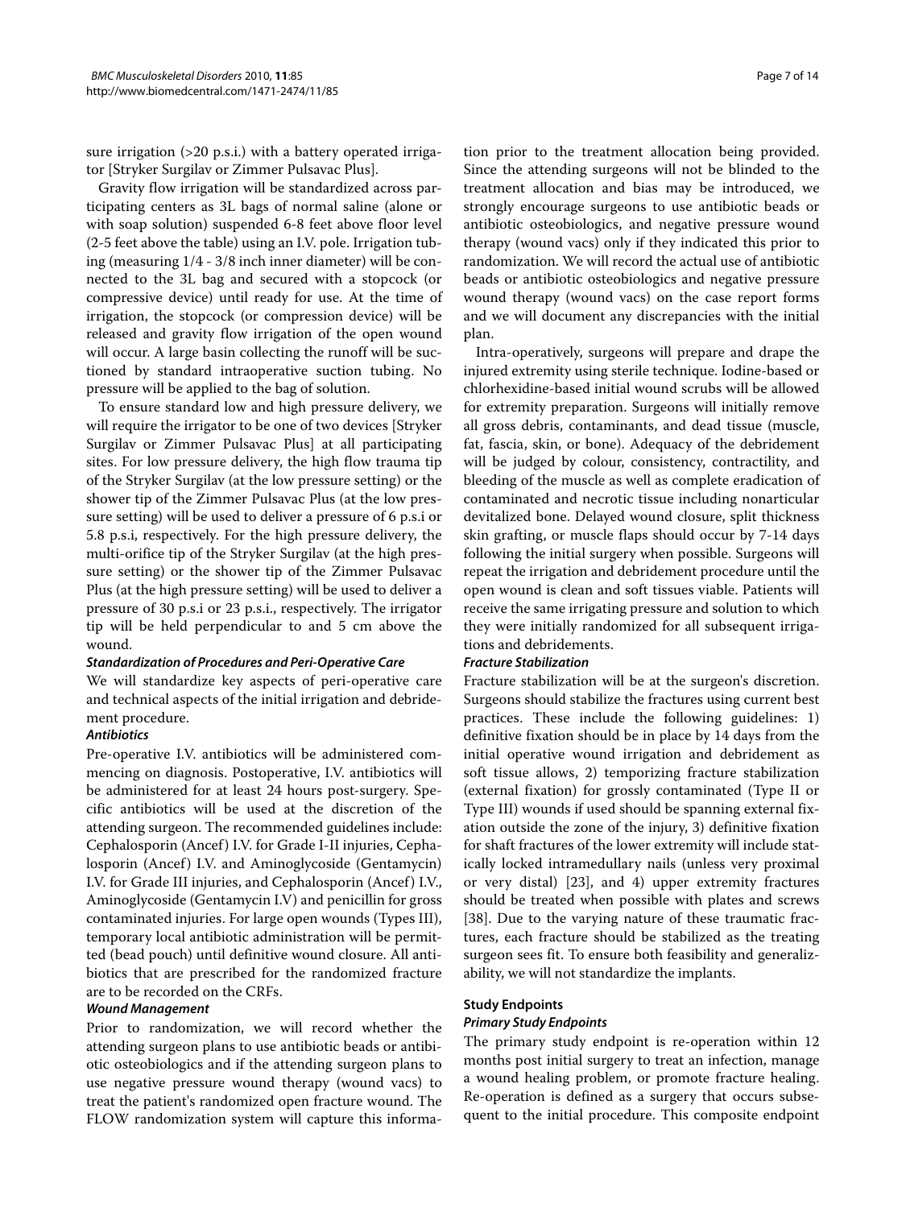sure irrigation (>20 p.s.i.) with a battery operated irrigator [Stryker Surgilav or Zimmer Pulsavac Plus].

Gravity flow irrigation will be standardized across participating centers as 3L bags of normal saline (alone or with soap solution) suspended 6-8 feet above floor level (2-5 feet above the table) using an I.V. pole. Irrigation tubing (measuring 1/4 - 3/8 inch inner diameter) will be connected to the 3L bag and secured with a stopcock (or compressive device) until ready for use. At the time of irrigation, the stopcock (or compression device) will be released and gravity flow irrigation of the open wound will occur. A large basin collecting the runoff will be suctioned by standard intraoperative suction tubing. No pressure will be applied to the bag of solution.

To ensure standard low and high pressure delivery, we will require the irrigator to be one of two devices [Stryker Surgilav or Zimmer Pulsavac Plus] at all participating sites. For low pressure delivery, the high flow trauma tip of the Stryker Surgilav (at the low pressure setting) or the shower tip of the Zimmer Pulsavac Plus (at the low pressure setting) will be used to deliver a pressure of 6 p.s.i or 5.8 p.s.i, respectively. For the high pressure delivery, the multi-orifice tip of the Stryker Surgilav (at the high pressure setting) or the shower tip of the Zimmer Pulsavac Plus (at the high pressure setting) will be used to deliver a pressure of 30 p.s.i or 23 p.s.i., respectively. The irrigator tip will be held perpendicular to and 5 cm above the wound.

#### *Standardization of Procedures and Peri-Operative Care*

We will standardize key aspects of peri-operative care and technical aspects of the initial irrigation and debridement procedure.

#### *Antibiotics*

Pre-operative I.V. antibiotics will be administered commencing on diagnosis. Postoperative, I.V. antibiotics will be administered for at least 24 hours post-surgery. Specific antibiotics will be used at the discretion of the attending surgeon. The recommended guidelines include: Cephalosporin (Ancef) I.V. for Grade I-II injuries, Cephalosporin (Ancef) I.V. and Aminoglycoside (Gentamycin) I.V. for Grade III injuries, and Cephalosporin (Ancef) I.V., Aminoglycoside (Gentamycin I.V) and penicillin for gross contaminated injuries. For large open wounds (Types III), temporary local antibiotic administration will be permitted (bead pouch) until definitive wound closure. All antibiotics that are prescribed for the randomized fracture are to be recorded on the CRFs.

#### *Wound Management*

Prior to randomization, we will record whether the attending surgeon plans to use antibiotic beads or antibiotic osteobiologics and if the attending surgeon plans to use negative pressure wound therapy (wound vacs) to treat the patient's randomized open fracture wound. The FLOW randomization system will capture this information prior to the treatment allocation being provided. Since the attending surgeons will not be blinded to the treatment allocation and bias may be introduced, we strongly encourage surgeons to use antibiotic beads or antibiotic osteobiologics, and negative pressure wound therapy (wound vacs) only if they indicated this prior to randomization. We will record the actual use of antibiotic beads or antibiotic osteobiologics and negative pressure wound therapy (wound vacs) on the case report forms and we will document any discrepancies with the initial plan.

Intra-operatively, surgeons will prepare and drape the injured extremity using sterile technique. Iodine-based or chlorhexidine-based initial wound scrubs will be allowed for extremity preparation. Surgeons will initially remove all gross debris, contaminants, and dead tissue (muscle, fat, fascia, skin, or bone). Adequacy of the debridement will be judged by colour, consistency, contractility, and bleeding of the muscle as well as complete eradication of contaminated and necrotic tissue including nonarticular devitalized bone. Delayed wound closure, split thickness skin grafting, or muscle flaps should occur by 7-14 days following the initial surgery when possible. Surgeons will repeat the irrigation and debridement procedure until the open wound is clean and soft tissues viable. Patients will receive the same irrigating pressure and solution to which they were initially randomized for all subsequent irrigations and debridements.

#### *Fracture Stabilization*

Fracture stabilization will be at the surgeon's discretion. Surgeons should stabilize the fractures using current best practices. These include the following guidelines: 1) definitive fixation should be in place by 14 days from the initial operative wound irrigation and debridement as soft tissue allows, 2) temporizing fracture stabilization (external fixation) for grossly contaminated (Type II or Type III) wounds if used should be spanning external fixation outside the zone of the injury, 3) definitive fixation for shaft fractures of the lower extremity will include statically locked intramedullary nails (unless very proximal or very distal) [23], and 4) upper extremity fractures should be treated when possible with plates and screws [38]. Due to the varying nature of these traumatic fractures, each fracture should be stabilized as the treating surgeon sees fit. To ensure both feasibility and generalizability, we will not standardize the implants.

### Study Endpoints

#### *Primary Study Endpoints*

The primary study endpoint is re-operation within 12 months post initial surgery to treat an infection, manage a wound healing problem, or promote fracture healing. Re-operation is defined as a surgery that occurs subsequent to the initial procedure. This composite endpoint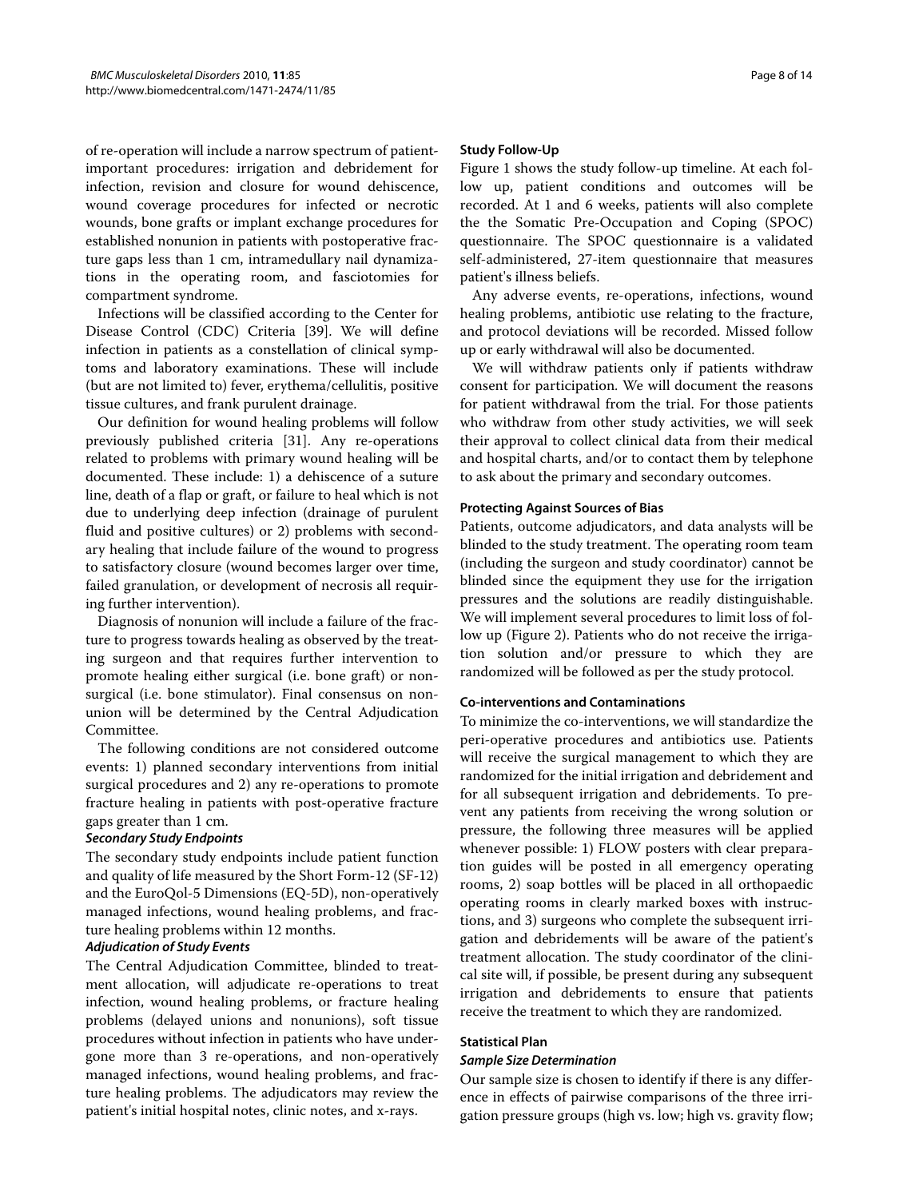of re-operation will include a narrow spectrum of patient-important procedures: irrigation and debridement for infection, revision and closure for wound dehiscence, wound coverage procedures for infected or necrotic wounds, bone grafts or implant exchange procedures for established nonunion in patients with postoperative fracture gaps less than 1 cm, intramedullary nail dynamizations in the operating room, and fasciotomies for compartment syndrome.

Infections will be classified according to the Center for Disease Control (CDC) Criteria [39]. We will define infection in patients as a constellation of clinical symptoms and laboratory examinations. These will include (but are not limited to) fever, erythema/cellulitis, positive tissue cultures, and frank purulent drainage.

Our definition for wound healing problems will follow previously published criteria [31]. Any re-operations related to problems with primary wound healing will be documented. These include: 1) a dehiscence of a suture line, death of a flap or graft, or failure to heal which is not due to underlying deep infection (drainage of purulent fluid and positive cultures) or 2) problems with secondary healing that include failure of the wound to progress to satisfactory closure (wound becomes larger over time, failed granulation, or development of necrosis all requiring further intervention).

Diagnosis of nonunion will include a failure of the fracture to progress towards healing as observed by the treating surgeon and that requires further intervention to promote healing either surgical (i.e. bone graft) or nonsurgical (i.e. bone stimulator). Final consensus on nonunion will be determined by the Central Adjudication Committee.

The following conditions are not considered outcome events: 1) planned secondary interventions from initial surgical procedures and 2) any re-operations to promote fracture healing in patients with post-operative fracture gaps greater than 1 cm.

#### *Secondary Study Endpoints*

The secondary study endpoints include patient function and quality of life measured by the Short Form-12 (SF-12) and the EuroQol-5 Dimensions (EQ-5D), non-operatively managed infections, wound healing problems, and fracture healing problems within 12 months.

#### *Adjudication of Study Events*

The Central Adjudication Committee, blinded to treatment allocation, will adjudicate re-operations to treat infection, wound healing problems, or fracture healing problems (delayed unions and nonunions), soft tissue procedures without infection in patients who have undergone more than 3 re-operations, and non-operatively managed infections, wound healing problems, and fracture healing problems. The adjudicators may review the patient's initial hospital notes, clinic notes, and x-rays.

### Study Follow-Up

Figure 1 shows the study follow-up timeline. At each follow up, patient conditions and outcomes will be recorded. At 1 and 6 weeks, patients will also complete the the Somatic Pre-Occupation and Coping (SPOC) questionnaire. The SPOC questionnaire is a validated self-administered, 27-item questionnaire that measures patient's illness beliefs.

Any adverse events, re-operations, infections, wound healing problems, antibiotic use relating to the fracture, and protocol deviations will be recorded. Missed follow up or early withdrawal will also be documented.

We will withdraw patients only if patients withdraw consent for participation. We will document the reasons for patient withdrawal from the trial. For those patients who withdraw from other study activities, we will seek their approval to collect clinical data from their medical and hospital charts, and/or to contact them by telephone to ask about the primary and secondary outcomes.

### Protecting Against Sources of Bias

Patients, outcome adjudicators, and data analysts will be blinded to the study treatment. The operating room team (including the surgeon and study coordinator) cannot be blinded since the equipment they use for the irrigation pressures and the solutions are readily distinguishable. We will implement several procedures to limit loss of follow up (Figure 2). Patients who do not receive the irrigation solution and/or pressure to which they are randomized will be followed as per the study protocol.

### Co-interventions and Contaminations

To minimize the co-interventions, we will standardize the peri-operative procedures and antibiotics use. Patients will receive the surgical management to which they are randomized for the initial irrigation and debridement and for all subsequent irrigation and debridements. To prevent any patients from receiving the wrong solution or pressure, the following three measures will be applied whenever possible: 1) FLOW posters with clear preparation guides will be posted in all emergency operating rooms, 2) soap bottles will be placed in all orthopaedic operating rooms in clearly marked boxes with instructions, and 3) surgeons who complete the subsequent irrigation and debridements will be aware of the patient's treatment allocation. The study coordinator of the clinical site will, if possible, be present during any subsequent irrigation and debridements to ensure that patients receive the treatment to which they are randomized.

### Statistical Plan

#### *Sample Size Determination*

Our sample size is chosen to identify if there is any difference in effects of pairwise comparisons of the three irrigation pressure groups (high vs. low; high vs. gravity flow;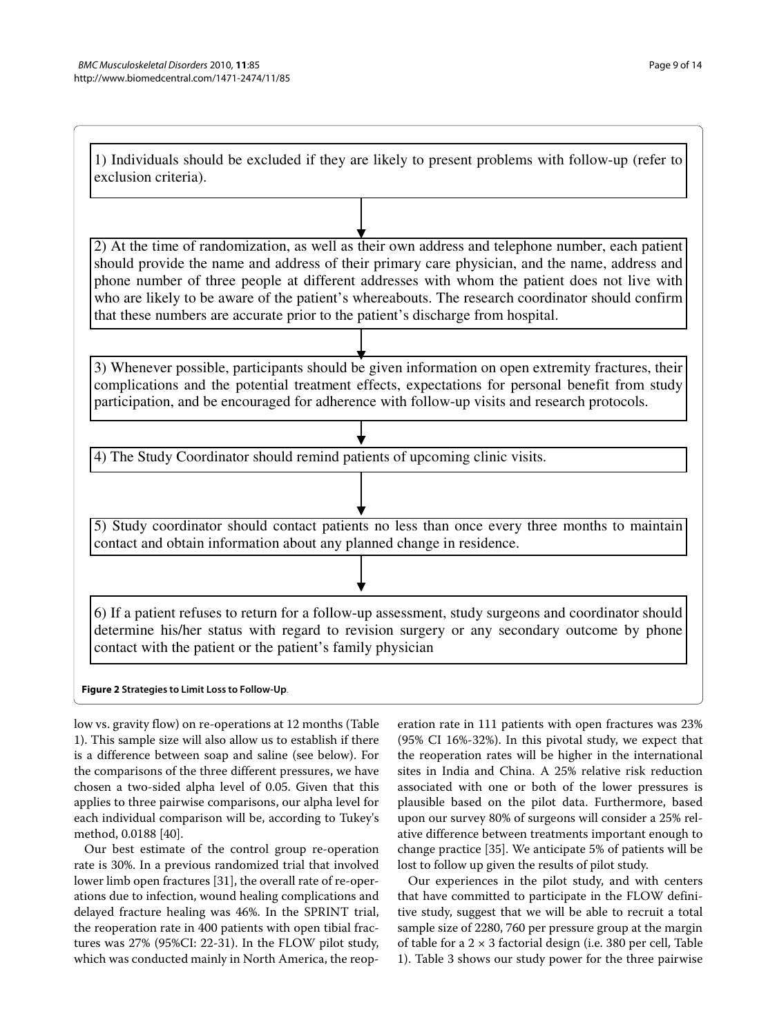1) Individuals should be excluded if they are likely to present problems with follow-up (refer to exclusion criteria).

↓

2) At the time of randomization, as well as their own address and telephone number, each patient should provide the name and address of their primary care physician, and the name, address and phone number of three people at different addresses with whom the patient does not live with who are likely to be aware of the patient's whereabouts. The research coordinator should confirm that these numbers are accurate prior to the patient's discharge from hospital.

↓

3) Whenever possible, participants should be given information on open extremity fractures, their complications and the potential treatment effects, expectations for personal benefit from study participation, and be encouraged for adherence with follow-up visits and research protocols.

↓

4) The Study Coordinator should remind patients of upcoming clinic visits.

↓

5) Study coordinator should contact patients no less than once every three months to maintain contact and obtain information about any planned change in residence.

↓

6) If a patient refuses to return for a follow-up assessment, study surgeons and coordinator should determine his/her status with regard to revision surgery or any secondary outcome by phone contact with the patient or the patient's family physician

**Figure 2 Strategies to Limit Loss to Follow-Up**.

low vs. gravity flow) on re-operations at 12 months (Table 1). This sample size will also allow us to establish if there is a difference between soap and saline (see below). For the comparisons of the three different pressures, we have chosen a two-sided alpha level of 0.05. Given that this applies to three pairwise comparisons, our alpha level for each individual comparison will be, according to Tukey's method, 0.0188 [40].

Our best estimate of the control group re-operation rate is 30%. In a previous randomized trial that involved lower limb open fractures [31], the overall rate of re-operations due to infection, wound healing complications and delayed fracture healing was 46%. In the SPRINT trial, the reoperation rate in 400 patients with open tibial fractures was 27% (95%CI: 22-31). In the FLOW pilot study, which was conducted mainly in North America, the reoperation rate in 111 patients with open fractures was 23% (95% CI 16%-32%). In this pivotal study, we expect that the reoperation rates will be higher in the international sites in India and China. A 25% relative risk reduction associated with one or both of the lower pressures is plausible based on the pilot data. Furthermore, based upon our survey 80% of surgeons will consider a 25% relative difference between treatments important enough to change practice [35]. We anticipate 5% of patients will be lost to follow up given the results of pilot study.

Our experiences in the pilot study, and with centers that have committed to participate in the FLOW definitive study, suggest that we will be able to recruit a total sample size of 2280, 760 per pressure group at the margin of table for a $2 \times 3$ factorial design (i.e. 380 per cell, Table 1). Table 3 shows our study power for the three pairwise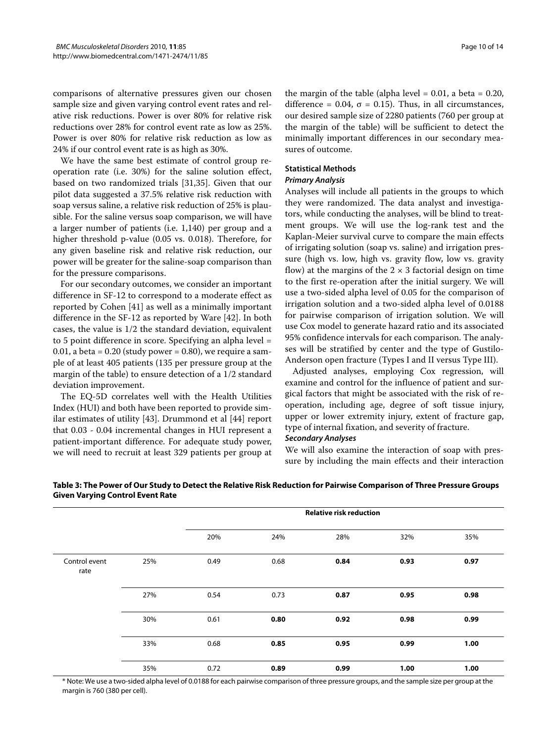comparisons of alternative pressures given our chosen sample size and given varying control event rates and relative risk reductions. Power is over 80% for relative risk reductions over 28% for control event rate as low as 25%. Power is over 80% for relative risk reduction as low as 24% if our control event rate is as high as 30%.

We have the same best estimate of control group re-operation rate (i.e. 30%) for the saline solution effect, based on two randomized trials [31,35]. Given that our pilot data suggested a 37.5% relative risk reduction with soap versus saline, a relative risk reduction of 25% is plausible. For the saline versus soap comparison, we will have a larger number of patients (i.e. 1,140) per group and a higher threshold p-value (0.05 vs. 0.018). Therefore, for any given baseline risk and relative risk reduction, our power will be greater for the saline-soap comparison than for the pressure comparisons.

For our secondary outcomes, we consider an important difference in SF-12 to correspond to a moderate effect as reported by Cohen [41] as well as a minimally important difference in the SF-12 as reported by Ware [42]. In both cases, the value is 1/2 the standard deviation, equivalent to 5 point difference in score. Specifying an alpha level = 0.01, a beta = 0.20 (study power = 0.80), we require a sample of at least 405 patients (135 per pressure group at the margin of the table) to ensure detection of a 1/2 standard deviation improvement.

The EQ-5D correlates well with the Health Utilities Index (HUI) and both have been reported to provide similar estimates of utility [43]. Drummond et al [44] report that 0.03 - 0.04 incremental changes in HUI represent a patient-important difference. For adequate study power, we will need to recruit at least 329 patients per group at the margin of the table (alpha level = 0.01, a beta = 0.20, difference = 0.04, $\sigma = 0.15$). Thus, in all circumstances, our desired sample size of 2280 patients (760 per group at the margin of the table) will be sufficient to detect the minimally important differences in our secondary measures of outcome.

## Statistical Methods

### *Primary Analysis*

Analyses will include all patients in the groups to which they were randomized. The data analyst and investigators, while conducting the analyses, will be blind to treatment groups. We will use the log-rank test and the Kaplan-Meier survival curve to compare the main effects of irrigating solution (soap vs. saline) and irrigation pressure (high vs. low, high vs. gravity flow, low vs. gravity flow) at the margins of the $2 \times 3$ factorial design on time to the first re-operation after the initial surgery. We will use a two-sided alpha level of 0.05 for the comparison of irrigation solution and a two-sided alpha level of 0.0188 for pairwise comparison of irrigation solution. We will use Cox model to generate hazard ratio and its associated 95% confidence intervals for each comparison. The analyses will be stratified by center and the type of Gustilo-Anderson open fracture (Types I and II versus Type III).

Adjusted analyses, employing Cox regression, will examine and control for the influence of patient and surgical factors that might be associated with the risk of re-operation, including age, degree of soft tissue injury, upper or lower extremity injury, extent of fracture gap, type of internal fixation, and severity of fracture.

### *Secondary Analyses*

We will also examine the interaction of soap with pressure by including the main effects and their interaction

**Table 3: The Power of Our Study to Detect the Relative Risk Reduction for Pairwise Comparison of Three Pressure Groups Given Varying Control Event Rate**

| | | Relative risk reduction | | | | |
|---|---|---|---|---|---|---|
| | | 20% | 24% | 28% | 32% | 35% |
| Control event rate | 25% | 0.49 | 0.68 | **0.84** | **0.93** | **0.97** |
| | 27% | 0.54 | 0.73 | **0.87** | **0.95** | **0.98** |
| | 30% | 0.61 | **0.80** | **0.92** | **0.98** | **0.99** |
| | 33% | 0.68 | **0.85** | **0.95** | **0.99** | **1.00** |
| | 35% | 0.72 | **0.89** | **0.99** | **1.00** | **1.00** |

* Note: We use a two-sided alpha level of 0.0188 for each pairwise comparison of three pressure groups, and the sample size per group at the margin is 760 (380 per cell).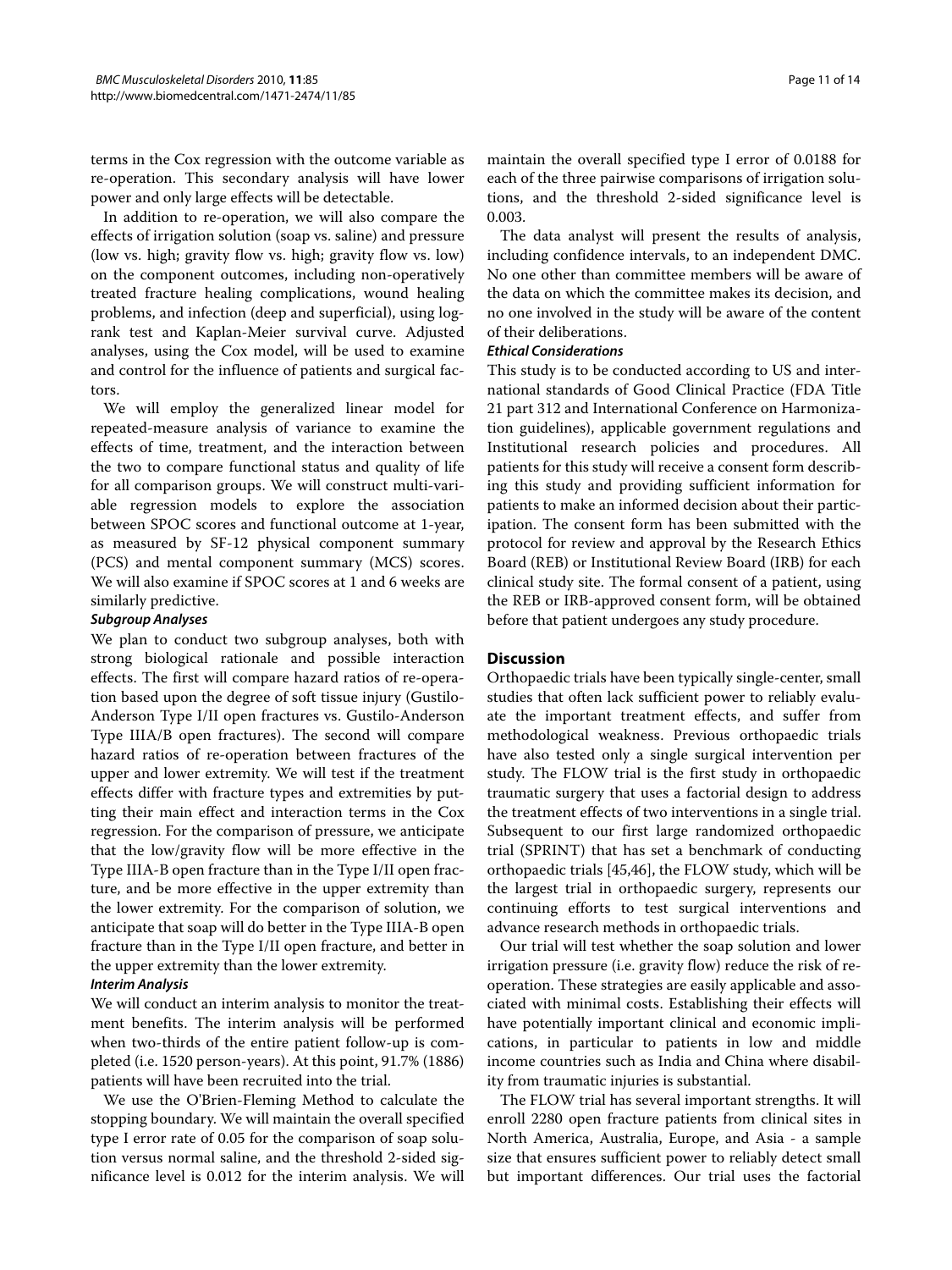terms in the Cox regression with the outcome variable as re-operation. This secondary analysis will have lower power and only large effects will be detectable.

In addition to re-operation, we will also compare the effects of irrigation solution (soap vs. saline) and pressure (low vs. high; gravity flow vs. high; gravity flow vs. low) on the component outcomes, including non-operatively treated fracture healing complications, wound healing problems, and infection (deep and superficial), using log-rank test and Kaplan-Meier survival curve. Adjusted analyses, using the Cox model, will be used to examine and control for the influence of patients and surgical factors.

We will employ the generalized linear model for repeated-measure analysis of variance to examine the effects of time, treatment, and the interaction between the two to compare functional status and quality of life for all comparison groups. We will construct multi-variable regression models to explore the association between SPOC scores and functional outcome at 1-year, as measured by SF-12 physical component summary (PCS) and mental component summary (MCS) scores. We will also examine if SPOC scores at 1 and 6 weeks are similarly predictive.

### *Subgroup Analyses*

We plan to conduct two subgroup analyses, both with strong biological rationale and possible interaction effects. The first will compare hazard ratios of re-operation based upon the degree of soft tissue injury (Gustilo-Anderson Type I/II open fractures vs. Gustilo-Anderson Type IIIA/B open fractures). The second will compare hazard ratios of re-operation between fractures of the upper and lower extremity. We will test if the treatment effects differ with fracture types and extremities by putting their main effect and interaction terms in the Cox regression. For the comparison of pressure, we anticipate that the low/gravity flow will be more effective in the Type IIIA-B open fracture than in the Type I/II open fracture, and be more effective in the upper extremity than the lower extremity. For the comparison of solution, we anticipate that soap will do better in the Type IIIA-B open fracture than in the Type I/II open fracture, and better in the upper extremity than the lower extremity.

### *Interim Analysis*

We will conduct an interim analysis to monitor the treatment benefits. The interim analysis will be performed when two-thirds of the entire patient follow-up is completed (i.e. 1520 person-years). At this point, 91.7% (1886) patients will have been recruited into the trial.

We use the O'Brien-Fleming Method to calculate the stopping boundary. We will maintain the overall specified type I error rate of 0.05 for the comparison of soap solution versus normal saline, and the threshold 2-sided significance level is 0.012 for the interim analysis. We will maintain the overall specified type I error of 0.0188 for each of the three pairwise comparisons of irrigation solutions, and the threshold 2-sided significance level is 0.003.

The data analyst will present the results of analysis, including confidence intervals, to an independent DMC. No one other than committee members will be aware of the data on which the committee makes its decision, and no one involved in the study will be aware of the content of their deliberations.

### *Ethical Considerations*

This study is to be conducted according to US and international standards of Good Clinical Practice (FDA Title 21 part 312 and International Conference on Harmonization guidelines), applicable government regulations and Institutional research policies and procedures. All patients for this study will receive a consent form describing this study and providing sufficient information for patients to make an informed decision about their participation. The consent form has been submitted with the protocol for review and approval by the Research Ethics Board (REB) or Institutional Review Board (IRB) for each clinical study site. The formal consent of a patient, using the REB or IRB-approved consent form, will be obtained before that patient undergoes any study procedure.

## Discussion

Orthopaedic trials have been typically single-center, small studies that often lack sufficient power to reliably evaluate the important treatment effects, and suffer from methodological weakness. Previous orthopaedic trials have also tested only a single surgical intervention per study. The FLOW trial is the first study in orthopaedic traumatic surgery that uses a factorial design to address the treatment effects of two interventions in a single trial. Subsequent to our first large randomized orthopaedic trial (SPRINT) that has set a benchmark of conducting orthopaedic trials [45,46], the FLOW study, which will be the largest trial in orthopaedic surgery, represents our continuing efforts to test surgical interventions and advance research methods in orthopaedic trials.

Our trial will test whether the soap solution and lower irrigation pressure (i.e. gravity flow) reduce the risk of re-operation. These strategies are easily applicable and associated with minimal costs. Establishing their effects will have potentially important clinical and economic implications, in particular to patients in low and middle income countries such as India and China where disability from traumatic injuries is substantial.

The FLOW trial has several important strengths. It will enroll 2280 open fracture patients from clinical sites in North America, Australia, Europe, and Asia - a sample size that ensures sufficient power to reliably detect small but important differences. Our trial uses the factorial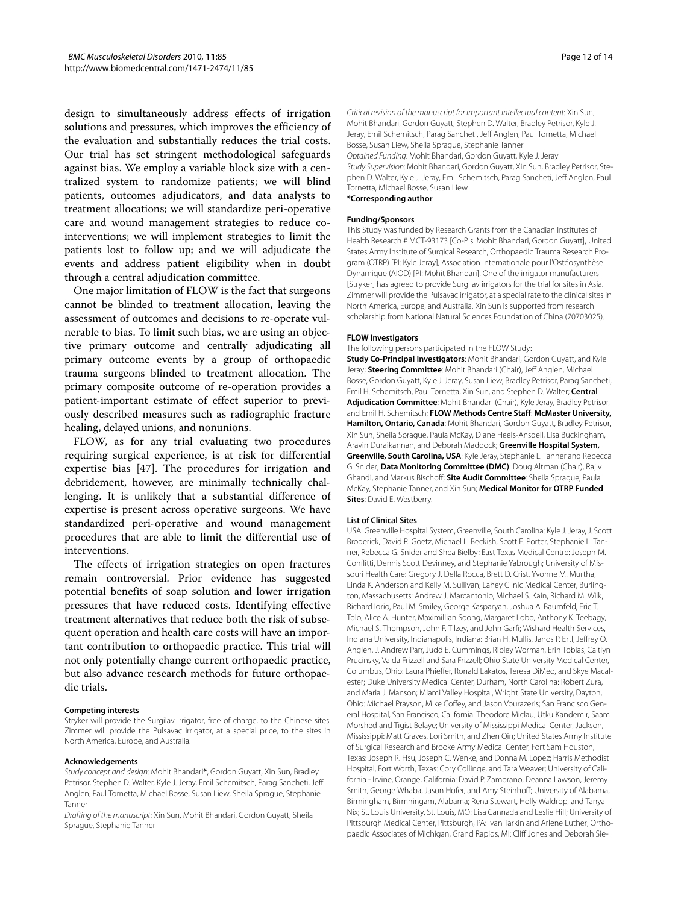design to simultaneously address effects of irrigation solutions and pressures, which improves the efficiency of the evaluation and substantially reduces the trial costs. Our trial has set stringent methodological safeguards against bias. We employ a variable block size with a centralized system to randomize patients; we will blind patients, outcomes adjudicators, and data analysts to treatment allocations; we will standardize peri-operative care and wound management strategies to reduce co-interventions; we will implement strategies to limit the patients lost to follow up; and we will adjudicate the events and address patient eligibility when in doubt through a central adjudication committee.

One major limitation of FLOW is the fact that surgeons cannot be blinded to treatment allocation, leaving the assessment of outcomes and decisions to re-operate vulnerable to bias. To limit such bias, we are using an objective primary outcome and centrally adjudicating all primary outcome events by a group of orthopaedic trauma surgeons blinded to treatment allocation. The primary composite outcome of re-operation provides a patient-important estimate of effect superior to previously described measures such as radiographic fracture healing, delayed unions, and nonunions.

FLOW, as for any trial evaluating two procedures requiring surgical experience, is at risk for differential expertise bias [47]. The procedures for irrigation and debridement, however, are minimally technically challenging. It is unlikely that a substantial difference of expertise is present across operative surgeons. We have standardized peri-operative and wound management procedures that are able to limit the differential use of interventions.

The effects of irrigation strategies on open fractures remain controversial. Prior evidence has suggested potential benefits of soap solution and lower irrigation pressures that have reduced costs. Identifying effective treatment alternatives that reduce both the risk of subsequent operation and health care costs will have an important contribution to orthopaedic practice. This trial will not only potentially change current orthopaedic practice, but also advance research methods for future orthopaedic trials.

#### Competing interests

Stryker will provide the Surgilav irrigator, free of charge, to the Chinese sites. Zimmer will provide the Pulsavac irrigator, at a special price, to the sites in North America, Europe, and Australia.

#### Acknowledgements

*Study concept and design*: Mohit Bhandari*, Gordon Guyatt, Xin Sun, Bradley Petrisor, Stephen D. Walter, Kyle J. Jeray, Emil Schemitsch, Parag Sancheti, Jeff Anglen, Paul Tornetta, Michael Bosse, Susan Liew, Sheila Sprague, Stephanie Tanner

*Drafting of the manuscript*: Xin Sun, Mohit Bhandari, Gordon Guyatt, Sheila Sprague, Stephanie Tanner

*Critical revision of the manuscript for important intellectual content*: Xin Sun, Mohit Bhandari, Gordon Guyatt, Stephen D. Walter, Bradley Petrisor, Kyle J. Jeray, Emil Schemitsch, Parag Sancheti, Jeff Anglen, Paul Tornetta, Michael Bosse, Susan Liew, Sheila Sprague, Stephanie Tanner

*Obtained Funding*: Mohit Bhandari, Gordon Guyatt, Kyle J. Jeray

*Study Supervision*: Mohit Bhandari, Gordon Guyatt, Xin Sun, Bradley Petrisor, Stephen D. Walter, Kyle J. Jeray, Emil Schemitsch, Parag Sancheti, Jeff Anglen, Paul Tornetta, Michael Bosse, Susan Liew

**\*Corresponding author**

#### Funding/Sponsors

This Study was funded by Research Grants from the Canadian Institutes of Health Research # MCT-93173 [Co-PIs: Mohit Bhandari, Gordon Guyatt], United States Army Institute of Surgical Research, Orthopaedic Trauma Research Program (OTRP) [PI: Kyle Jeray], Association Internationale pour l'Ostéosynthèse Dynamique (AIOD) [PI: Mohit Bhandari]. One of the irrigator manufacturers [Stryker] has agreed to provide Surgilav irrigators for the trial for sites in Asia. Zimmer will provide the Pulsavac irrigator, at a special rate to the clinical sites in North America, Europe, and Australia. Xin Sun is supported from research scholarship from National Natural Sciences Foundation of China (70703025).

#### FLOW Investigators

The following persons participated in the FLOW Study:

**Study Co-Principal Investigators**: Mohit Bhandari, Gordon Guyatt, and Kyle Jeray; **Steering Committee**: Mohit Bhandari (Chair), Jeff Anglen, Michael Bosse, Gordon Guyatt, Kyle J. Jeray, Susan Liew, Bradley Petrisor, Parag Sancheti, Emil H. Schemitsch, Paul Tornetta, Xin Sun, and Stephen D. Walter; **Central Adjudication Committee**: Mohit Bhandari (Chair), Kyle Jeray, Bradley Petrisor, and Emil H. Schemitsch; **FLOW Methods Centre Staff**: **McMaster University, Hamilton, Ontario, Canada**: Mohit Bhandari, Gordon Guyatt, Bradley Petrisor, Xin Sun, Sheila Sprague, Paula McKay, Diane Heels-Ansdell, Lisa Buckingham, Aravin Duraikannan, and Deborah Maddock; **Greenville Hospital System, Greenville, South Carolina, USA**: Kyle Jeray, Stephanie L. Tanner and Rebecca G. Snider; **Data Monitoring Committee (DMC)**: Doug Altman (Chair), Rajiv Ghandi, and Markus Bischoff; **Site Audit Committee**: Sheila Sprague, Paula McKay, Stephanie Tanner, and Xin Sun; **Medical Monitor for OTRP Funded Sites**: David E. Westberry.

#### List of Clinical Sites

USA: Greenville Hospital System, Greenville, South Carolina: Kyle J. Jeray, J. Scott Broderick, David R. Goetz, Michael L. Beckish, Scott E. Porter, Stephanie L. Tanner, Rebecca G. Snider and Shea Bielby; East Texas Medical Centre: Joseph M. Conflitti, Dennis Scott Devinney, and Stephanie Yabrough; University of Missouri Health Care: Gregory J. Della Rocca, Brett D. Crist, Yvonne M. Murtha, Linda K. Anderson and Kelly M. Sullivan; Lahey Clinic Medical Center, Burlington, Massachusetts: Andrew J. Marcantonio, Michael S. Kain, Richard M. Wilk, Richard Iorio, Paul M. Smiley, George Kasparyan, Joshua A. Baumfeld, Eric T. Tolo, Alice A. Hunter, Maximillian Soong, Margaret Lobo, Anthony K. Teebagy, Michael S. Thompson, John F. Tilzey, and John Garfi; Wishard Health Services, Indiana University, Indianapolis, Indiana: Brian H. Mullis, Janos P. Ertl, Jeffrey O. Anglen, J. Andrew Parr, Judd E. Cummings, Ripley Worman, Erin Tobias, Caitlyn Prucinsky, Valda Frizzell and Sara Frizzell; Ohio State University Medical Center, Columbus, Ohio: Laura Phieffer, Ronald Lakatos, Teresa DiMeo, and Skye Macalester; Duke University Medical Center, Durham, North Carolina: Robert Zura, and Maria J. Manson; Miami Valley Hospital, Wright State University, Dayton, Ohio: Michael Prayson, Mike Coffey, and Jason Vourazeris; San Francisco General Hospital, San Francisco, California: Theodore Miclau, Utku Kandemir, Saam Morshed and Tigist Belaye; University of Mississippi Medical Center, Jackson, Mississippi: Matt Graves, Lori Smith, and Zhen Qin; United States Army Institute of Surgical Research and Brooke Army Medical Center, Fort Sam Houston, Texas: Joseph R. Hsu, Joseph C. Wenke, and Donna M. Lopez; Harris Methodist Hospital, Fort Worth, Texas: Cory Collinge, and Tara Weaver; University of California - Irvine, Orange, California: David P. Zamorano, Deanna Lawson, Jeremy Smith, George Whaba, Jason Hofer, and Amy Steinhoff; University of Alabama, Birmingham, Birmhingam, Alabama; Rena Stewart, Holly Waldrop, and Tanya Nix; St. Louis University, St. Louis, MO: Lisa Cannada and Leslie Hill; University of Pittsburgh Medical Center, Pittsburgh, PA: Ivan Tarkin and Arlene Luther; Orthopaedic Associates of Michigan, Grand Rapids, MI: Cliff Jones and Deborah Sie-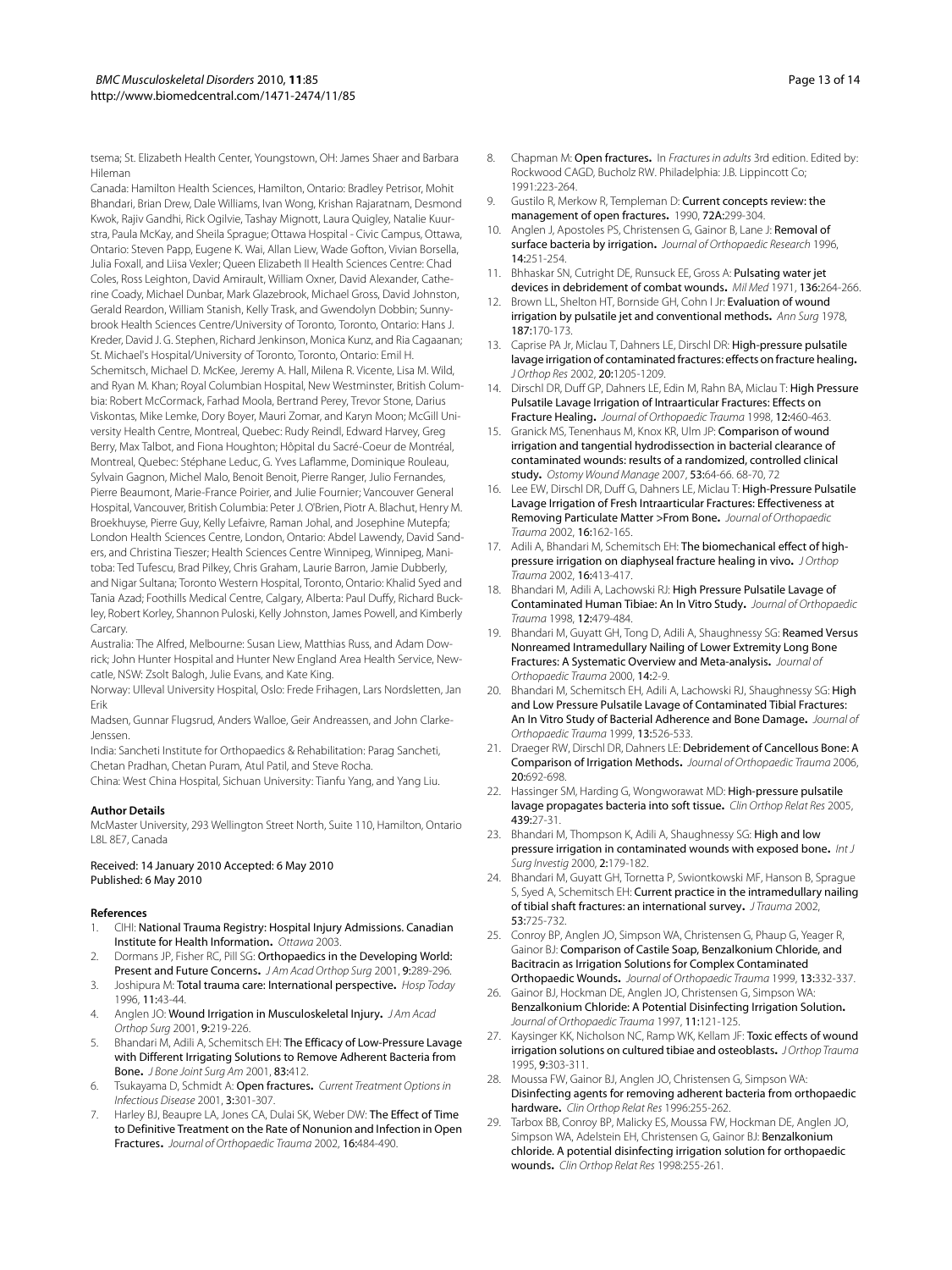tsema; St. Elizabeth Health Center, Youngstown, OH: James Shaer and Barbara Hileman

Canada: Hamilton Health Sciences, Hamilton, Ontario: Bradley Petrisor, Mohit Bhandari, Brian Drew, Dale Williams, Ivan Wong, Krishan Rajaratnam, Desmond Kwok, Rajiv Gandhi, Rick Ogilvie, Tashay Mignott, Laura Quigley, Natalie Kuurstra, Paula McKay, and Sheila Sprague; Ottawa Hospital - Civic Campus, Ottawa, Ontario: Steven Papp, Eugene K. Wai, Allan Liew, Wade Gofton, Vivian Borsella, Julia Foxall, and Liisa Vexler; Queen Elizabeth II Health Sciences Centre: Chad Coles, Ross Leighton, David Amirault, William Oxner, David Alexander, Catherine Coady, Michael Dunbar, Mark Glazebrook, Michael Gross, David Johnston, Gerald Reardon, William Stanish, Kelly Trask, and Gwendolyn Dobbin; Sunnybrook Health Sciences Centre/University of Toronto, Toronto, Ontario: Hans J. Kreder, David J. G. Stephen, Richard Jenkinson, Monica Kunz, and Ria Cagaanan; St. Michael's Hospital/University of Toronto, Toronto, Ontario: Emil H. Schemitsch, Michael D. McKee, Jeremy A. Hall, Milena R. Vicente, Lisa M. Wild, and Ryan M. Khan; Royal Columbian Hospital, New Westminster, British Columbia: Robert McCormack, Farhad Moola, Bertrand Perey, Trevor Stone, Darius Viskontas, Mike Lemke, Dory Boyer, Mauri Zomar, and Karyn Moon; McGill University Health Centre, Montreal, Quebec: Rudy Reindl, Edward Harvey, Greg Berry, Max Talbot, and Fiona Houghton; Hôpital du Sacré-Coeur de Montréal, Montreal, Quebec: Stéphane Leduc, G. Yves Laflamme, Dominique Rouleau, Sylvain Gagnon, Michel Malo, Benoit Benoit, Pierre Ranger, Julio Fernandes, Pierre Beaumont, Marie-France Poirier, and Julie Fournier; Vancouver General Hospital, Vancouver, British Columbia: Peter J. O'Brien, Piotr A. Blachut, Henry M. Broekhuyse, Pierre Guy, Kelly Lefaivre, Raman Johal, and Josephine Mutepfa; London Health Sciences Centre, London, Ontario: Abdel Lawendy, David Sanders, and Christina Tieszer; Health Sciences Centre Winnipeg, Winnipeg, Manitoba: Ted Tufescu, Brad Pilkey, Chris Graham, Laurie Barron, Jamie Dubberly, and Nigar Sultana; Toronto Western Hospital, Toronto, Ontario: Khalid Syed and Tania Azad; Foothills Medical Centre, Calgary, Alberta: Paul Duffy, Richard Buckley, Robert Korley, Shannon Puloski, Kelly Johnston, James Powell, and Kimberly Carcary.

Australia: The Alfred, Melbourne: Susan Liew, Matthias Russ, and Adam Dowrick; John Hunter Hospital and Hunter New England Area Health Service, Newcatle, NSW: Zsolt Balogh, Julie Evans, and Kate King.

Norway: Ulleval University Hospital, Oslo: Frede Frihagen, Lars Nordsletten, Jan Erik

Madsen, Gunnar Flugsrud, Anders Walloe, Geir Andreassen, and John Clarke-Jenssen.

India: Sancheti Institute for Orthopaedics & Rehabilitation: Parag Sancheti, Chetan Pradhan, Chetan Puram, Atul Patil, and Steve Rocha.

China: West China Hospital, Sichuan University: Tianfu Yang, and Yang Liu.

### Author Details

McMaster University, 293 Wellington Street North, Suite 110, Hamilton, Ontario L8L 8E7, Canada

Received: 14 January 2010 Accepted: 6 May 2010
Published: 6 May 2010

### References

1. CIHI: **National Trauma Registry: Hospital Injury Admissions. Canadian Institute for Health Information.** *Ottawa* 2003.
2. Dormans JP, Fisher RC, Pill SG: **Orthopaedics in the Developing World: Present and Future Concerns.** *J Am Acad Orthop Surg* 2001, **9**:289-296.
3. Joshipura M: **Total trauma care: International perspective.** *Hosp Today* 1996, **11**:43-44.
4. Anglen JO: **Wound Irrigation in Musculoskeletal Injury.** *J Am Acad Orthop Surg* 2001, **9**:219-226.
5. Bhandari M, Adili A, Schemitsch EH: **The Efficacy of Low-Pressure Lavage with Different Irrigating Solutions to Remove Adherent Bacteria from Bone.** *J Bone Joint Surg Am* 2001, **83**:412.
6. Tsukayama D, Schmidt A: **Open fractures.** *Current Treatment Options in Infectious Disease* 2001, **3**:301-307.
7. Harley BJ, Beaupre LA, Jones CA, Dulai SK, Weber DW: **The Effect of Time to Definitive Treatment on the Rate of Nonunion and Infection in Open Fractures.** *Journal of Orthopaedic Trauma* 2002, **16**:484-490.
8. Chapman M: **Open fractures.** In *Fractures in adults* 3rd edition. Edited by: Rockwood CAGD, Bucholz RW. Philadelphia: J.B. Lippincott Co; 1991:223-264.
9. Gustilo R, Merkow R, Templeman D: **Current concepts review: the management of open fractures.** 1990, **72A**:299-304.
10. Anglen J, Apostoles PS, Christensen G, Gainor B, Lane J: **Removal of surface bacteria by irrigation.** *Journal of Orthopaedic Research* 1996, **14**:251-254.
11. Bhhaskar SN, Cutright DE, Runsuck EE, Gross A: **Pulsating water jet devices in debridement of combat wounds.** *Mil Med* 1971, **136**:264-266.
12. Brown LL, Shelton HT, Bornside GH, Cohn I Jr: **Evaluation of wound irrigation by pulsatile jet and conventional methods.** *Ann Surg* 1978, **187**:170-173.
13. Caprise PA Jr, Miclau T, Dahners LE, Dirschl DR: **High-pressure pulsatile lavage irrigation of contaminated fractures: effects on fracture healing.** *J Orthop Res* 2002, **20**:1205-1209.
14. Dirschl DR, Duff GP, Dahners LE, Edin M, Rahn BA, Miclau T: **High Pressure Pulsatile Lavage Irrigation of Intraarticular Fractures: Effects on Fracture Healing.** *Journal of Orthopaedic Trauma* 1998, **12**:460-463.
15. Granick MS, Tenenhaus M, Knox KR, Ulm JP: **Comparison of wound irrigation and tangential hydrodissection in bacterial clearance of contaminated wounds: results of a randomized, controlled clinical study.** *Ostomy Wound Manage* 2007, **53**:64-66. 68-70, 72
16. Lee EW, Dirschl DR, Duff G, Dahners LE, Miclau T: **High-Pressure Pulsatile Lavage Irrigation of Fresh Intraarticular Fractures: Effectiveness at Removing Particulate Matter >From Bone.** *Journal of Orthopaedic Trauma* 2002, **16**:162-165.
17. Adili A, Bhandari M, Schemitsch EH: **The biomechanical effect of high-pressure irrigation on diaphyseal fracture healing in vivo.** *J Orthop Trauma* 2002, **16**:413-417.
18. Bhandari M, Adili A, Lachowski RJ: **High Pressure Pulsatile Lavage of Contaminated Human Tibiae: An In Vitro Study.** *Journal of Orthopaedic Trauma* 1998, **12**:479-484.
19. Bhandari M, Guyatt GH, Tong D, Adili A, Shaughnessy SG: **Reamed Versus Nonreamed Intramedullary Nailing of Lower Extremity Long Bone Fractures: A Systematic Overview and Meta-analysis.** *Journal of Orthopaedic Trauma* 2000, **14**:2-9.
20. Bhandari M, Schemitsch EH, Adili A, Lachowski RJ, Shaughnessy SG: **High and Low Pressure Pulsatile Lavage of Contaminated Tibial Fractures: An In Vitro Study of Bacterial Adherence and Bone Damage.** *Journal of Orthopaedic Trauma* 1999, **13**:526-533.
21. Draeger RW, Dirschl DR, Dahners LE: **Debridement of Cancellous Bone: A Comparison of Irrigation Methods.** *Journal of Orthopaedic Trauma* 2006, **20**:692-698.
22. Hassinger SM, Harding G, Wongworawat MD: **High-pressure pulsatile lavage propagates bacteria into soft tissue.** *Clin Orthop Relat Res* 2005, **439**:27-31.
23. Bhandari M, Thompson K, Adili A, Shaughnessy SG: **High and low pressure irrigation in contaminated wounds with exposed bone.** *Int J Surg Investig* 2000, **2**:179-182.
24. Bhandari M, Guyatt GH, Tornetta P, Swiontkowski MF, Hanson B, Sprague S, Syed A, Schemitsch EH: **Current practice in the intramedullary nailing of tibial shaft fractures: an international survey.** *J Trauma* 2002, **53**:725-732.
25. Conroy BP, Anglen JO, Simpson WA, Christensen G, Phaup G, Yeager R, Gainor BJ: **Comparison of Castile Soap, Benzalkonium Chloride, and Bacitracin as Irrigation Solutions for Complex Contaminated Orthopaedic Wounds.** *Journal of Orthopaedic Trauma* 1999, **13**:332-337.
26. Gainor BJ, Hockman DE, Anglen JO, Christensen G, Simpson WA: **Benzalkonium Chloride: A Potential Disinfecting Irrigation Solution.** *Journal of Orthopaedic Trauma* 1997, **11**:121-125.
27. Kaysinger KK, Nicholson NC, Ramp WK, Kellam JF: **Toxic effects of wound irrigation solutions on cultured tibiae and osteoblasts.** *J Orthop Trauma* 1995, **9**:303-311.
28. Moussa FW, Gainor BJ, Anglen JO, Christensen G, Simpson WA: **Disinfecting agents for removing adherent bacteria from orthopaedic hardware.** *Clin Orthop Relat Res* 1996:255-262.
29. Tarbox BB, Conroy BP, Malicky ES, Moussa FW, Hockman DE, Anglen JO, Simpson WA, Adelstein EH, Christensen G, Gainor BJ: **Benzalkonium chloride. A potential disinfecting irrigation solution for orthopaedic wounds.** *Clin Orthop Relat Res* 1998:255-261.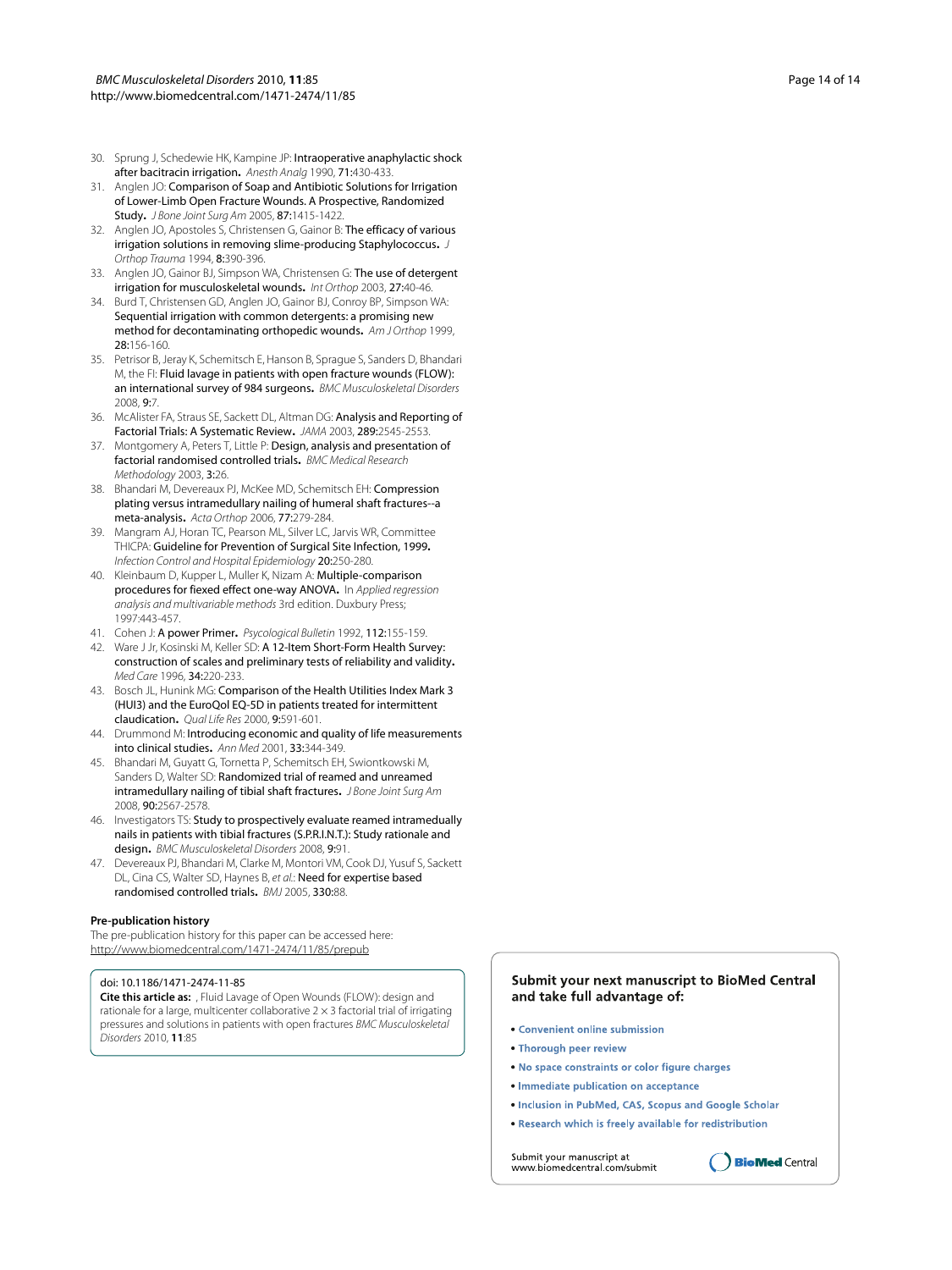30. Sprung J, Schedewie HK, Kampine JP: **Intraoperative anaphylactic shock after bacitracin irrigation.** *Anesth Analg* 1990, **71**:430-433.
31. Anglen JO: **Comparison of Soap and Antibiotic Solutions for Irrigation of Lower-Limb Open Fracture Wounds. A Prospective, Randomized Study.** *J Bone Joint Surg Am* 2005, **87**:1415-1422.
32. Anglen JO, Apostoles S, Christensen G, Gainor B: **The efficacy of various irrigation solutions in removing slime-producing Staphylococcus.** *J Orthop Trauma* 1994, **8**:390-396.
33. Anglen JO, Gainor BJ, Simpson WA, Christensen G: **The use of detergent irrigation for musculoskeletal wounds.** *Int Orthop* 2003, **27**:40-46.
34. Burd T, Christensen GD, Anglen JO, Gainor BJ, Conroy BP, Simpson WA: **Sequential irrigation with common detergents: a promising new method for decontaminating orthopedic wounds.** *Am J Orthop* 1999, **28**:156-160.
35. Petrisor B, Jeray K, Schemitsch E, Hanson B, Sprague S, Sanders D, Bhandari M, the FI: **Fluid lavage in patients with open fracture wounds (FLOW): an international survey of 984 surgeons.** *BMC Musculoskeletal Disorders* 2008, **9**:7.
36. McAlister FA, Straus SE, Sackett DL, Altman DG: **Analysis and Reporting of Factorial Trials: A Systematic Review.** *JAMA* 2003, **289**:2545-2553.
37. Montgomery A, Peters T, Little P: **Design, analysis and presentation of factorial randomised controlled trials.** *BMC Medical Research Methodology* 2003, **3**:26.
38. Bhandari M, Devereaux PJ, McKee MD, Schemitsch EH: **Compression plating versus intramedullary nailing of humeral shaft fractures--a meta-analysis.** *Acta Orthop* 2006, **77**:279-284.
39. Mangram AJ, Horan TC, Pearson ML, Silver LC, Jarvis WR, Committee THICPA: **Guideline for Prevention of Surgical Site Infection, 1999.** *Infection Control and Hospital Epidemiology* **20**:250-280.
40. Kleinbaum D, Kupper L, Muller K, Nizam A: **Multiple-comparison procedures for fiexed effect one-way ANOVA.** In *Applied regression analysis and multivariable methods* 3rd edition. Duxbury Press; 1997:443-457.
41. Cohen J: **A power Primer.** *Psycological Bulletin* 1992, **112**:155-159.
42. Ware J Jr, Kosinski M, Keller SD: **A 12-Item Short-Form Health Survey: construction of scales and preliminary tests of reliability and validity.** *Med Care* 1996, **34**:220-233.
43. Bosch JL, Hunink MG: **Comparison of the Health Utilities Index Mark 3 (HUI3) and the EuroQol EQ-5D in patients treated for intermittent claudication.** *Qual Life Res* 2000, **9**:591-601.
44. Drummond M: **Introducing economic and quality of life measurements into clinical studies.** *Ann Med* 2001, **33**:344-349.
45. Bhandari M, Guyatt G, Tornetta P, Schemitsch EH, Swiontkowski M, Sanders D, Walter SD: **Randomized trial of reamed and unreamed intramedullary nailing of tibial shaft fractures.** *J Bone Joint Surg Am* 2008, **90**:2567-2578.
46. Investigators TS: **Study to prospectively evaluate reamed intramedually nails in patients with tibial fractures (S.P.R.I.N.T.): Study rationale and design.** *BMC Musculoskeletal Disorders* 2008, **9**:91.
47. Devereaux PJ, Bhandari M, Clarke M, Montori VM, Cook DJ, Yusuf S, Sackett DL, Cina CS, Walter SD, Haynes B, *et al.*: **Need for expertise based randomised controlled trials.** *BMJ* 2005, **330**:88.

### Pre-publication history

The pre-publication history for this paper can be accessed here:
http://www.biomedcentral.com/1471-2474/11/85/prepub

doi: 10.1186/1471-2474-11-85

**Cite this article as:** , Fluid Lavage of Open Wounds (FLOW): design and rationale for a large, multicenter collaborative 2 × 3 factorial trial of irrigating pressures and solutions in patients with open fractures *BMC Musculoskeletal Disorders* 2010, **11**:85

**Submit your next manuscript to BioMed Central and take full advantage of:**

- **Convenient online submission**
- **Thorough peer review**
- **No space constraints or color figure charges**
- **Immediate publication on acceptance**
- **Inclusion in PubMed, CAS, Scopus and Google Scholar**
- **Research which is freely available for redistribution**

Submit your manuscript at
www.biomedcentral.com/submit

BioMed Central